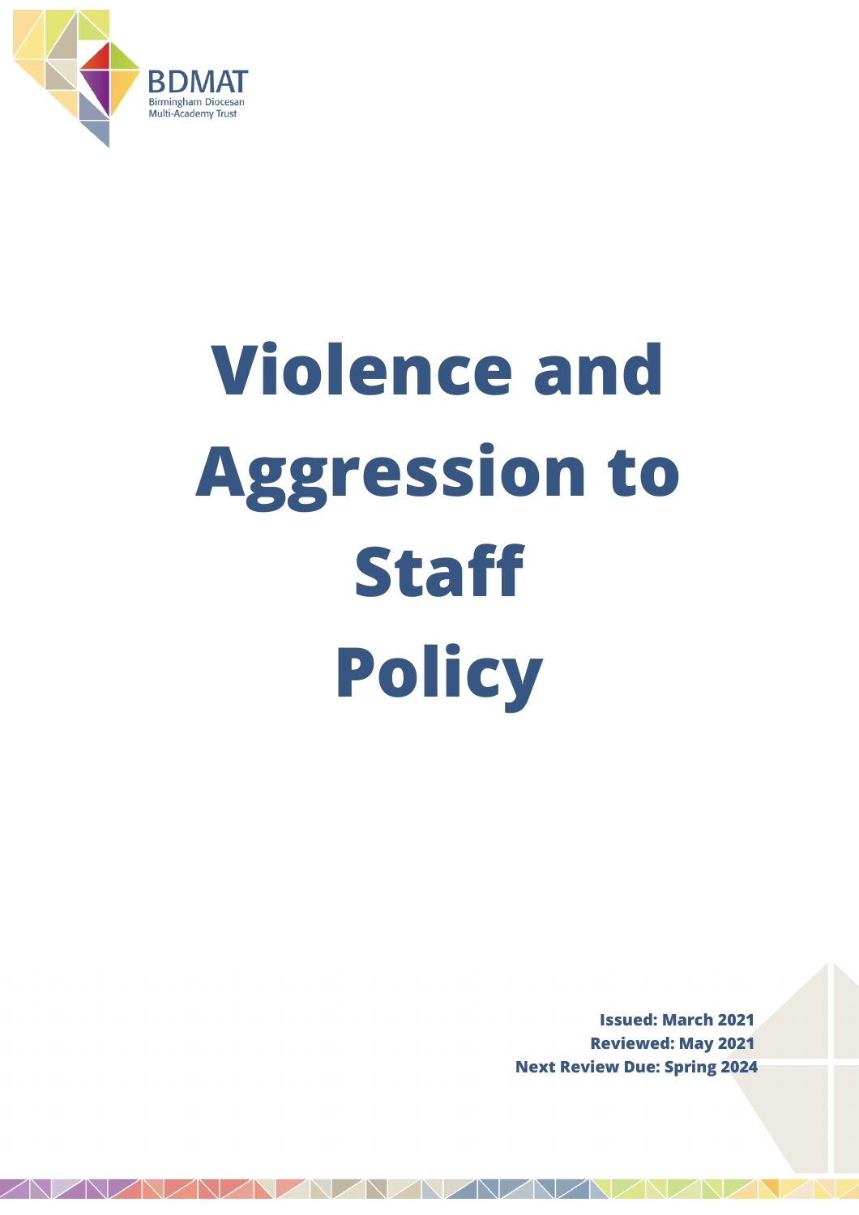BDMAT

Birmingham Diocesan Multi-Academy Trust

# Violence and Aggression to Staff Policy

**Issued: March 2021**
**Reviewed: May 2021**
**Next Review Due: Spring 2024**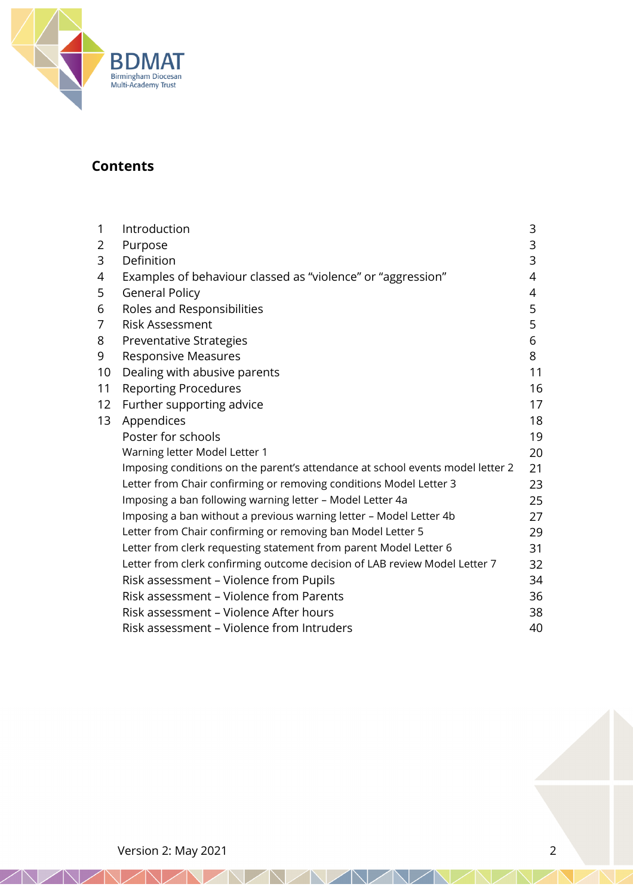## Contents

| | | |
|---|---|---|
| 1 | Introduction | 3 |
| 2 | Purpose | 3 |
| 3 | Definition | 3 |
| 4 | Examples of behaviour classed as “violence” or “aggression” | 4 |
| 5 | General Policy | 4 |
| 6 | Roles and Responsibilities | 5 |
| 7 | Risk Assessment | 5 |
| 8 | Preventative Strategies | 6 |
| 9 | Responsive Measures | 8 |
| 10 | Dealing with abusive parents | 11 |
| 11 | Reporting Procedures | 16 |
| 12 | Further supporting advice | 17 |
| 13 | Appendices | 18 |
| | Poster for schools | 19 |
| | Warning letter Model Letter 1 | 20 |
| | Imposing conditions on the parent’s attendance at school events model letter 2 | 21 |
| | Letter from Chair confirming or removing conditions Model Letter 3 | 23 |
| | Imposing a ban following warning letter – Model Letter 4a | 25 |
| | Imposing a ban without a previous warning letter – Model Letter 4b | 27 |
| | Letter from Chair confirming or removing ban Model Letter 5 | 29 |
| | Letter from clerk requesting statement from parent Model Letter 6 | 31 |
| | Letter from clerk confirming outcome decision of LAB review Model Letter 7 | 32 |
| | Risk assessment – Violence from Pupils | 34 |
| | Risk assessment – Violence from Parents | 36 |
| | Risk assessment – Violence After hours | 38 |
| | Risk assessment – Violence from Intruders | 40 |

Version 2: May 2021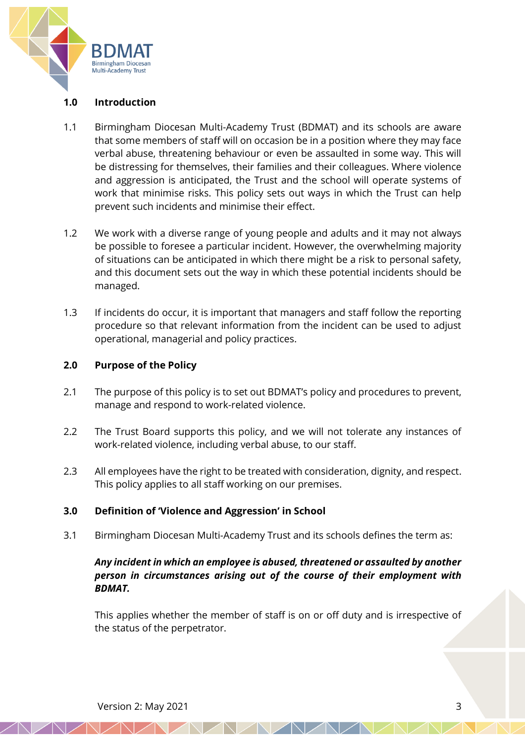## 1.0 Introduction

1.1 Birmingham Diocesan Multi-Academy Trust (BDMAT) and its schools are aware that some members of staff will on occasion be in a position where they may face verbal abuse, threatening behaviour or even be assaulted in some way. This will be distressing for themselves, their families and their colleagues. Where violence and aggression is anticipated, the Trust and the school will operate systems of work that minimise risks. This policy sets out ways in which the Trust can help prevent such incidents and minimise their effect.

1.2 We work with a diverse range of young people and adults and it may not always be possible to foresee a particular incident. However, the overwhelming majority of situations can be anticipated in which there might be a risk to personal safety, and this document sets out the way in which these potential incidents should be managed.

1.3 If incidents do occur, it is important that managers and staff follow the reporting procedure so that relevant information from the incident can be used to adjust operational, managerial and policy practices.

## 2.0 Purpose of the Policy

2.1 The purpose of this policy is to set out BDMAT's policy and procedures to prevent, manage and respond to work-related violence.

2.2 The Trust Board supports this policy, and we will not tolerate any instances of work-related violence, including verbal abuse, to our staff.

2.3 All employees have the right to be treated with consideration, dignity, and respect. This policy applies to all staff working on our premises.

## 3.0 Definition of 'Violence and Aggression' in School

3.1 Birmingham Diocesan Multi-Academy Trust and its schools defines the term as:

***Any incident in which an employee is abused, threatened or assaulted by another person in circumstances arising out of the course of their employment with BDMAT.***

This applies whether the member of staff is on or off duty and is irrespective of the status of the perpetrator.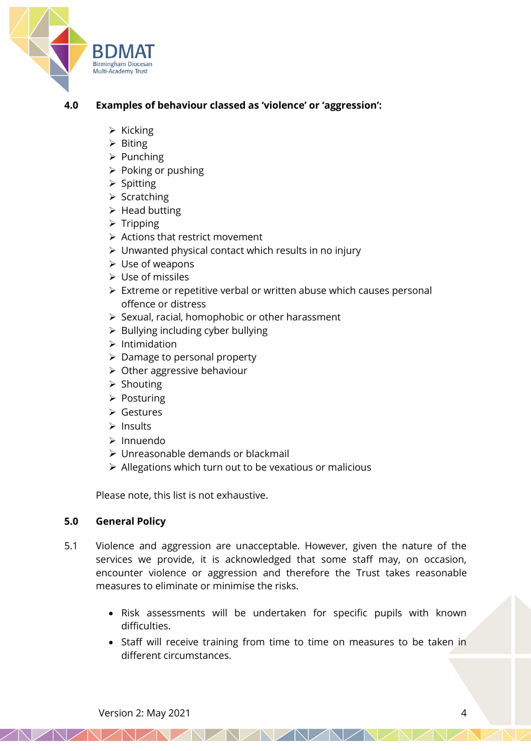## 4.0 Examples of behaviour classed as 'violence' or 'aggression':

- Kicking
- Biting
- Punching
- Poking or pushing
- Spitting
- Scratching
- Head butting
- Tripping
- Actions that restrict movement
- Unwanted physical contact which results in no injury
- Use of weapons
- Use of missiles
- Extreme or repetitive verbal or written abuse which causes personal offence or distress
- Sexual, racial, homophobic or other harassment
- Bullying including cyber bullying
- Intimidation
- Damage to personal property
- Other aggressive behaviour
- Shouting
- Posturing
- Gestures
- Insults
- Innuendo
- Unreasonable demands or blackmail
- Allegations which turn out to be vexatious or malicious

Please note, this list is not exhaustive.

## 5.0 General Policy

5.1 Violence and aggression are unacceptable. However, given the nature of the services we provide, it is acknowledged that some staff may, on occasion, encounter violence or aggression and therefore the Trust takes reasonable measures to eliminate or minimise the risks.

- Risk assessments will be undertaken for specific pupils with known difficulties.
- Staff will receive training from time to time on measures to be taken in different circumstances.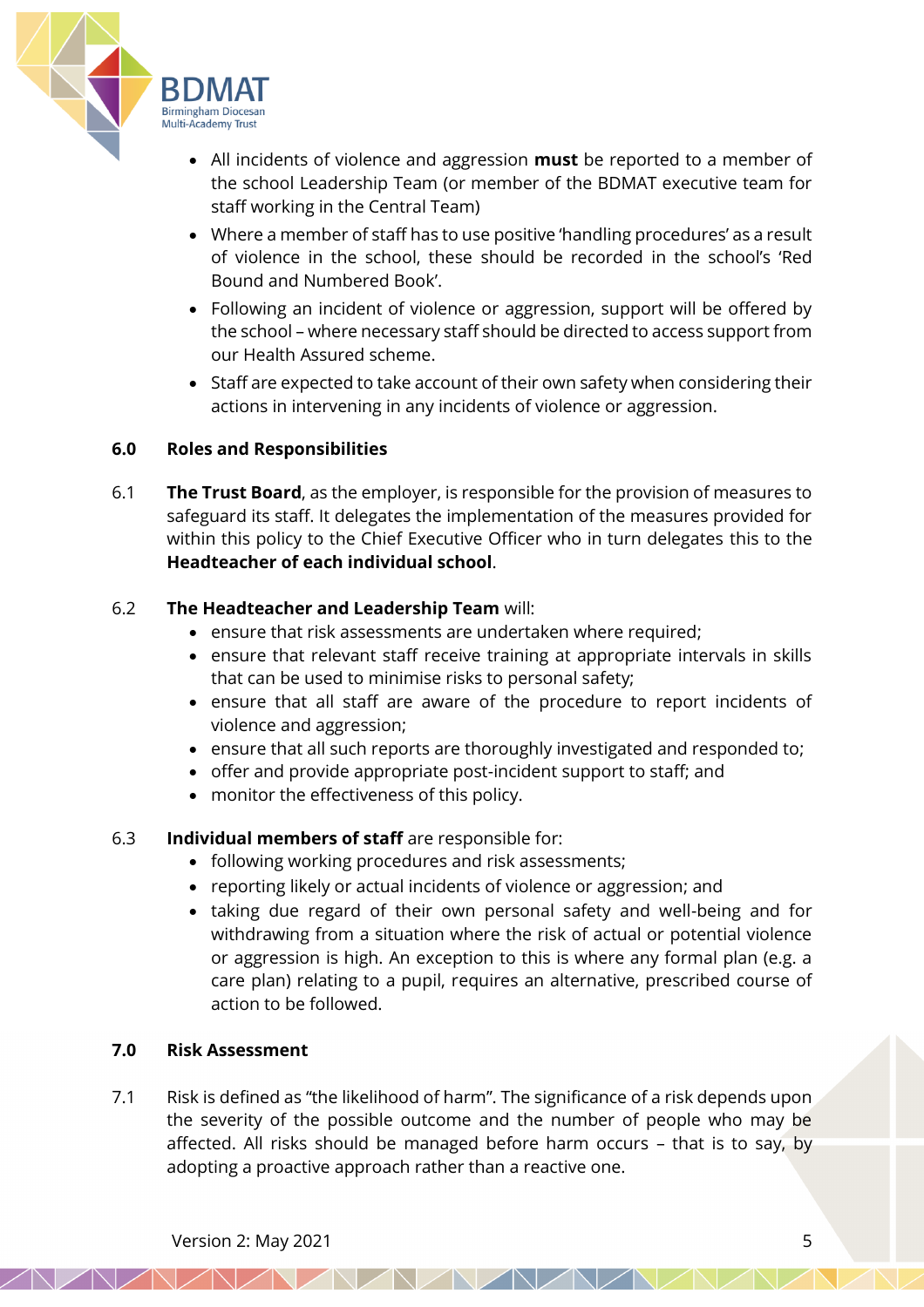- All incidents of violence and aggression **must** be reported to a member of the school Leadership Team (or member of the BDMAT executive team for staff working in the Central Team)
- Where a member of staff has to use positive 'handling procedures' as a result of violence in the school, these should be recorded in the school's 'Red Bound and Numbered Book'.
- Following an incident of violence or aggression, support will be offered by the school – where necessary staff should be directed to access support from our Health Assured scheme.
- Staff are expected to take account of their own safety when considering their actions in intervening in any incidents of violence or aggression.

## 6.0 Roles and Responsibilities

6.1 **The Trust Board**, as the employer, is responsible for the provision of measures to safeguard its staff. It delegates the implementation of the measures provided for within this policy to the Chief Executive Officer who in turn delegates this to the **Headteacher of each individual school**.

6.2 **The Headteacher and Leadership Team** will:

- ensure that risk assessments are undertaken where required;
- ensure that relevant staff receive training at appropriate intervals in skills that can be used to minimise risks to personal safety;
- ensure that all staff are aware of the procedure to report incidents of violence and aggression;
- ensure that all such reports are thoroughly investigated and responded to;
- offer and provide appropriate post-incident support to staff; and
- monitor the effectiveness of this policy.

6.3 **Individual members of staff** are responsible for:

- following working procedures and risk assessments;
- reporting likely or actual incidents of violence or aggression; and
- taking due regard of their own personal safety and well-being and for withdrawing from a situation where the risk of actual or potential violence or aggression is high. An exception to this is where any formal plan (e.g. a care plan) relating to a pupil, requires an alternative, prescribed course of action to be followed.

## 7.0 Risk Assessment

7.1 Risk is defined as "the likelihood of harm". The significance of a risk depends upon the severity of the possible outcome and the number of people who may be affected. All risks should be managed before harm occurs – that is to say, by adopting a proactive approach rather than a reactive one.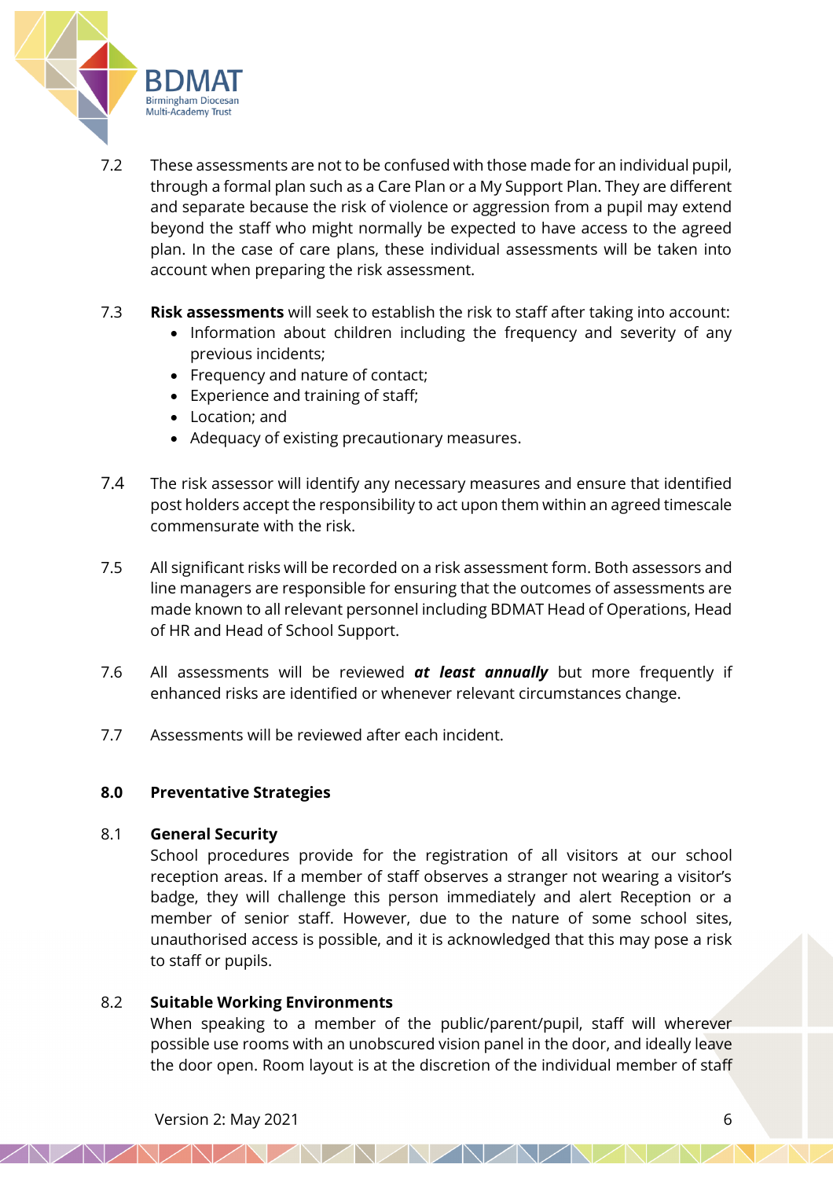7.2 These assessments are not to be confused with those made for an individual pupil, through a formal plan such as a Care Plan or a My Support Plan. They are different and separate because the risk of violence or aggression from a pupil may extend beyond the staff who might normally be expected to have access to the agreed plan. In the case of care plans, these individual assessments will be taken into account when preparing the risk assessment.

7.3 **Risk assessments** will seek to establish the risk to staff after taking into account:

- Information about children including the frequency and severity of any previous incidents;
- Frequency and nature of contact;
- Experience and training of staff;
- Location; and
- Adequacy of existing precautionary measures.

7.4 The risk assessor will identify any necessary measures and ensure that identified post holders accept the responsibility to act upon them within an agreed timescale commensurate with the risk.

7.5 All significant risks will be recorded on a risk assessment form. Both assessors and line managers are responsible for ensuring that the outcomes of assessments are made known to all relevant personnel including BDMAT Head of Operations, Head of HR and Head of School Support.

7.6 All assessments will be reviewed ***at least annually*** but more frequently if enhanced risks are identified or whenever relevant circumstances change.

7.7 Assessments will be reviewed after each incident.

## 8.0 Preventative Strategies

### 8.1 General Security

School procedures provide for the registration of all visitors at our school reception areas. If a member of staff observes a stranger not wearing a visitor's badge, they will challenge this person immediately and alert Reception or a member of senior staff. However, due to the nature of some school sites, unauthorised access is possible, and it is acknowledged that this may pose a risk to staff or pupils.

### 8.2 Suitable Working Environments

When speaking to a member of the public/parent/pupil, staff will wherever possible use rooms with an unobscured vision panel in the door, and ideally leave the door open. Room layout is at the discretion of the individual member of staff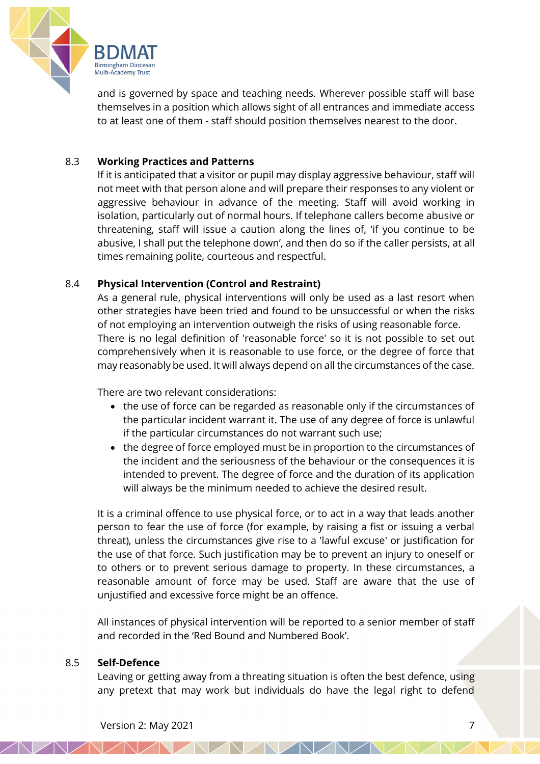and is governed by space and teaching needs. Wherever possible staff will base themselves in a position which allows sight of all entrances and immediate access to at least one of them - staff should position themselves nearest to the door.

### 8.3 Working Practices and Patterns

If it is anticipated that a visitor or pupil may display aggressive behaviour, staff will not meet with that person alone and will prepare their responses to any violent or aggressive behaviour in advance of the meeting. Staff will avoid working in isolation, particularly out of normal hours. If telephone callers become abusive or threatening, staff will issue a caution along the lines of, 'if you continue to be abusive, I shall put the telephone down', and then do so if the caller persists, at all times remaining polite, courteous and respectful.

### 8.4 Physical Intervention (Control and Restraint)

As a general rule, physical interventions will only be used as a last resort when other strategies have been tried and found to be unsuccessful or when the risks of not employing an intervention outweigh the risks of using reasonable force. There is no legal definition of 'reasonable force' so it is not possible to set out comprehensively when it is reasonable to use force, or the degree of force that may reasonably be used. It will always depend on all the circumstances of the case.

There are two relevant considerations:

- the use of force can be regarded as reasonable only if the circumstances of the particular incident warrant it. The use of any degree of force is unlawful if the particular circumstances do not warrant such use;
- the degree of force employed must be in proportion to the circumstances of the incident and the seriousness of the behaviour or the consequences it is intended to prevent. The degree of force and the duration of its application will always be the minimum needed to achieve the desired result.

It is a criminal offence to use physical force, or to act in a way that leads another person to fear the use of force (for example, by raising a fist or issuing a verbal threat), unless the circumstances give rise to a 'lawful excuse' or justification for the use of that force. Such justification may be to prevent an injury to oneself or to others or to prevent serious damage to property. In these circumstances, a reasonable amount of force may be used. Staff are aware that the use of unjustified and excessive force might be an offence.

All instances of physical intervention will be reported to a senior member of staff and recorded in the 'Red Bound and Numbered Book'.

### 8.5 Self-Defence

Leaving or getting away from a threating situation is often the best defence, using any pretext that may work but individuals do have the legal right to defend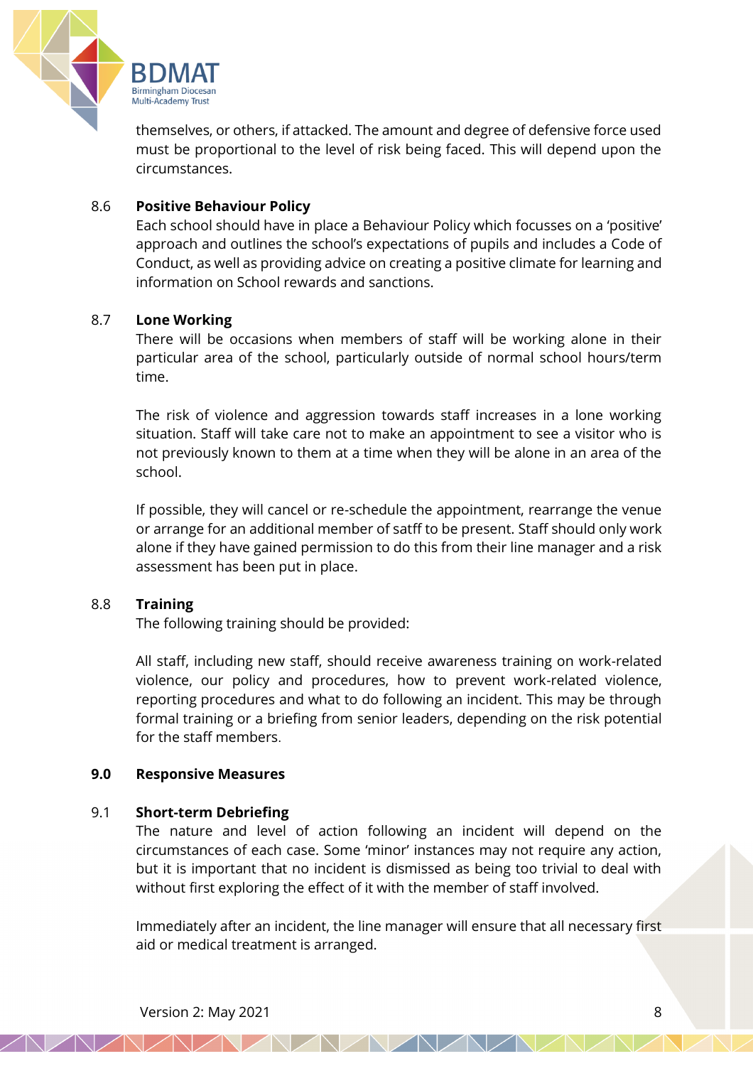themselves, or others, if attacked. The amount and degree of defensive force used must be proportional to the level of risk being faced. This will depend upon the circumstances.

### 8.6 Positive Behaviour Policy

Each school should have in place a Behaviour Policy which focusses on a 'positive' approach and outlines the school's expectations of pupils and includes a Code of Conduct, as well as providing advice on creating a positive climate for learning and information on School rewards and sanctions.

### 8.7 Lone Working

There will be occasions when members of staff will be working alone in their particular area of the school, particularly outside of normal school hours/term time.

The risk of violence and aggression towards staff increases in a lone working situation. Staff will take care not to make an appointment to see a visitor who is not previously known to them at a time when they will be alone in an area of the school.

If possible, they will cancel or re-schedule the appointment, rearrange the venue or arrange for an additional member of satff to be present. Staff should only work alone if they have gained permission to do this from their line manager and a risk assessment has been put in place.

### 8.8 Training

The following training should be provided:

All staff, including new staff, should receive awareness training on work-related violence, our policy and procedures, how to prevent work-related violence, reporting procedures and what to do following an incident. This may be through formal training or a briefing from senior leaders, depending on the risk potential for the staff members.

## 9.0 Responsive Measures

### 9.1 Short-term Debriefing

The nature and level of action following an incident will depend on the circumstances of each case. Some 'minor' instances may not require any action, but it is important that no incident is dismissed as being too trivial to deal with without first exploring the effect of it with the member of staff involved.

Immediately after an incident, the line manager will ensure that all necessary first aid or medical treatment is arranged.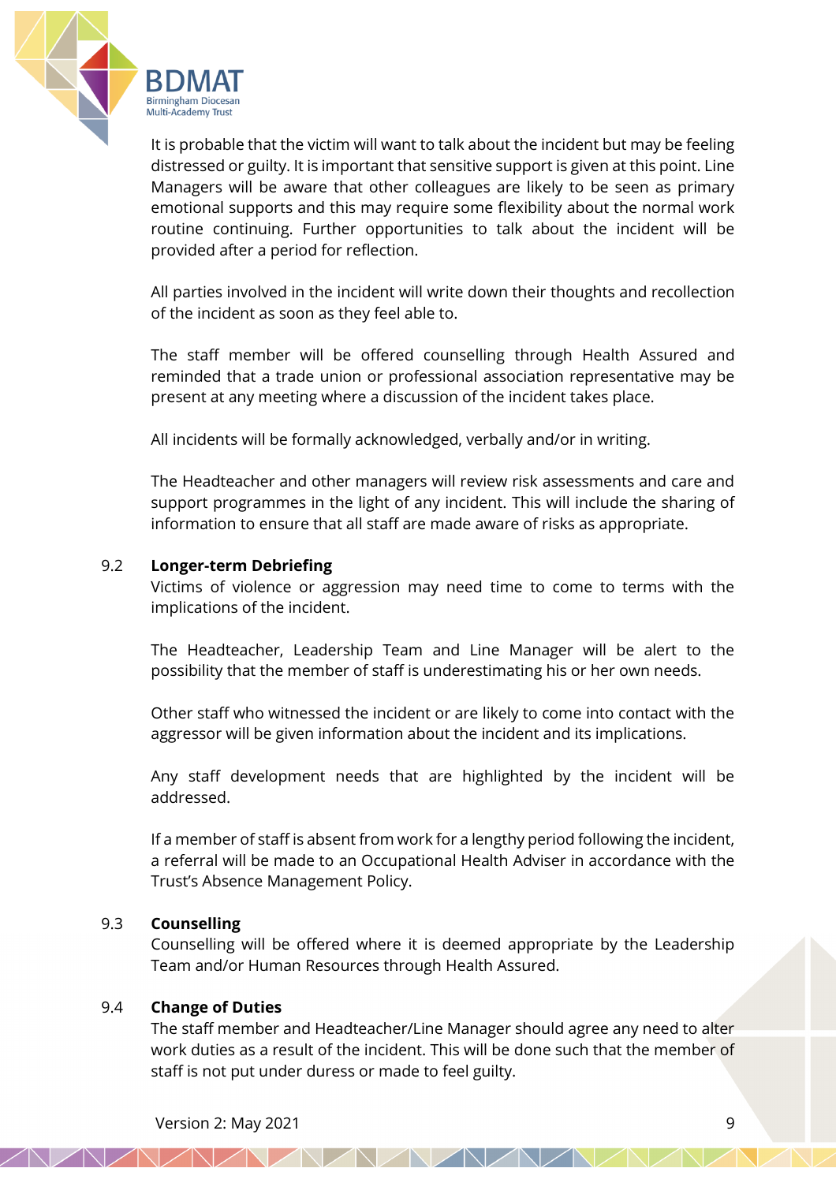It is probable that the victim will want to talk about the incident but may be feeling distressed or guilty. It is important that sensitive support is given at this point. Line Managers will be aware that other colleagues are likely to be seen as primary emotional supports and this may require some flexibility about the normal work routine continuing. Further opportunities to talk about the incident will be provided after a period for reflection.

All parties involved in the incident will write down their thoughts and recollection of the incident as soon as they feel able to.

The staff member will be offered counselling through Health Assured and reminded that a trade union or professional association representative may be present at any meeting where a discussion of the incident takes place.

All incidents will be formally acknowledged, verbally and/or in writing.

The Headteacher and other managers will review risk assessments and care and support programmes in the light of any incident. This will include the sharing of information to ensure that all staff are made aware of risks as appropriate.

### 9.2 Longer-term Debriefing

Victims of violence or aggression may need time to come to terms with the implications of the incident.

The Headteacher, Leadership Team and Line Manager will be alert to the possibility that the member of staff is underestimating his or her own needs.

Other staff who witnessed the incident or are likely to come into contact with the aggressor will be given information about the incident and its implications.

Any staff development needs that are highlighted by the incident will be addressed.

If a member of staff is absent from work for a lengthy period following the incident, a referral will be made to an Occupational Health Adviser in accordance with the Trust's Absence Management Policy.

### 9.3 Counselling

Counselling will be offered where it is deemed appropriate by the Leadership Team and/or Human Resources through Health Assured.

### 9.4 Change of Duties

The staff member and Headteacher/Line Manager should agree any need to alter work duties as a result of the incident. This will be done such that the member of staff is not put under duress or made to feel guilty.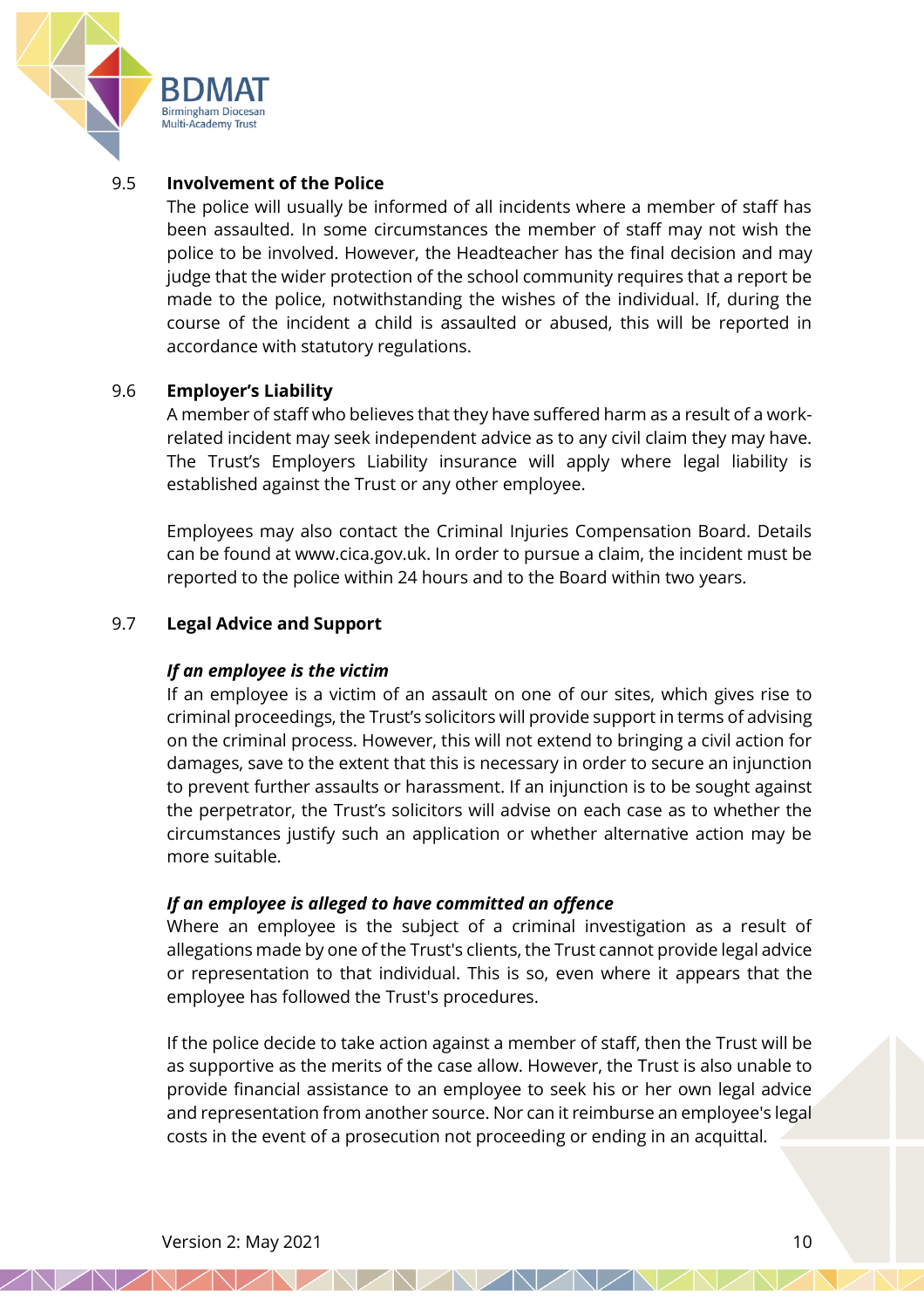### 9.5 Involvement of the Police

The police will usually be informed of all incidents where a member of staff has been assaulted. In some circumstances the member of staff may not wish the police to be involved. However, the Headteacher has the final decision and may judge that the wider protection of the school community requires that a report be made to the police, notwithstanding the wishes of the individual. If, during the course of the incident a child is assaulted or abused, this will be reported in accordance with statutory regulations.

### 9.6 Employer's Liability

A member of staff who believes that they have suffered harm as a result of a work-related incident may seek independent advice as to any civil claim they may have. The Trust's Employers Liability insurance will apply where legal liability is established against the Trust or any other employee.

Employees may also contact the Criminal Injuries Compensation Board. Details can be found at www.cica.gov.uk. In order to pursue a claim, the incident must be reported to the police within 24 hours and to the Board within two years.

### 9.7 Legal Advice and Support

***If an employee is the victim***

If an employee is a victim of an assault on one of our sites, which gives rise to criminal proceedings, the Trust's solicitors will provide support in terms of advising on the criminal process. However, this will not extend to bringing a civil action for damages, save to the extent that this is necessary in order to secure an injunction to prevent further assaults or harassment. If an injunction is to be sought against the perpetrator, the Trust's solicitors will advise on each case as to whether the circumstances justify such an application or whether alternative action may be more suitable.

***If an employee is alleged to have committed an offence***

Where an employee is the subject of a criminal investigation as a result of allegations made by one of the Trust's clients, the Trust cannot provide legal advice or representation to that individual. This is so, even where it appears that the employee has followed the Trust's procedures.

If the police decide to take action against a member of staff, then the Trust will be as supportive as the merits of the case allow. However, the Trust is also unable to provide financial assistance to an employee to seek his or her own legal advice and representation from another source. Nor can it reimburse an employee's legal costs in the event of a prosecution not proceeding or ending in an acquittal.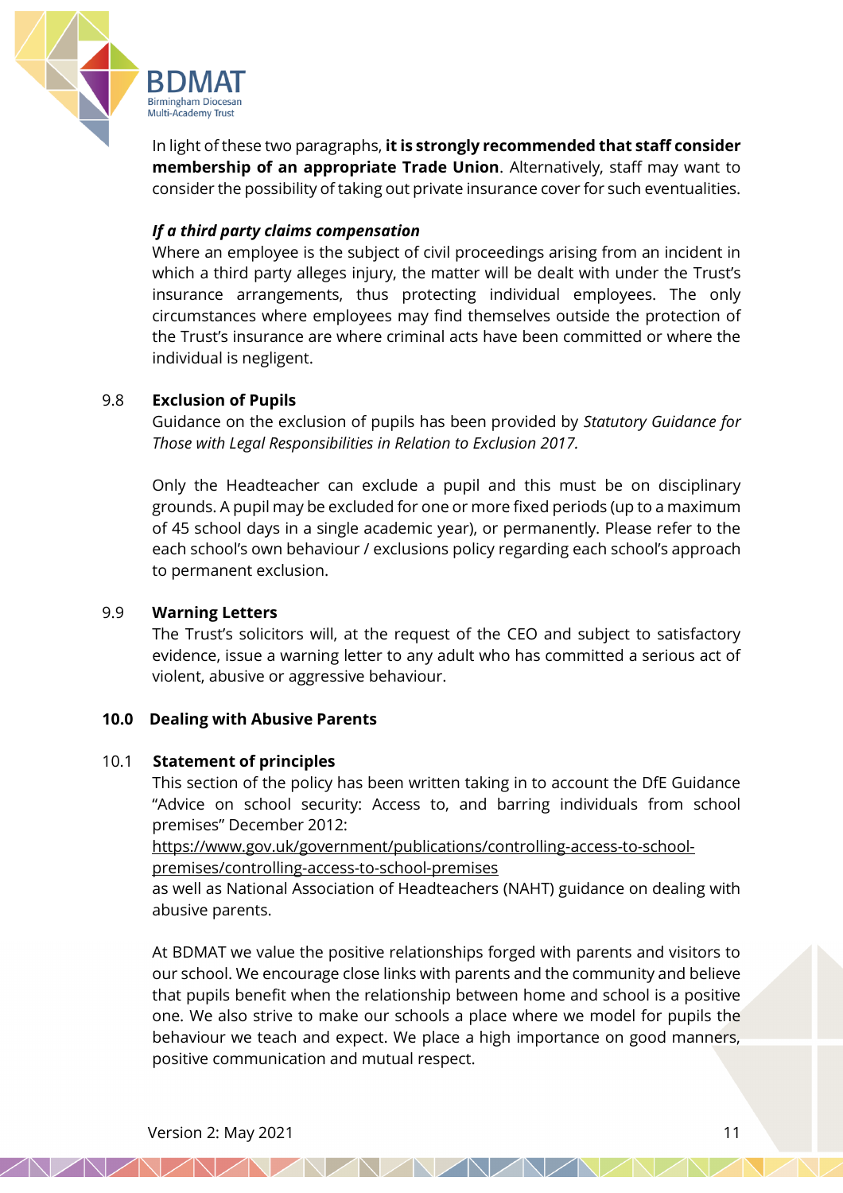In light of these two paragraphs, **it is strongly recommended that staff consider membership of an appropriate Trade Union**. Alternatively, staff may want to consider the possibility of taking out private insurance cover for such eventualities.

***If a third party claims compensation***

Where an employee is the subject of civil proceedings arising from an incident in which a third party alleges injury, the matter will be dealt with under the Trust's insurance arrangements, thus protecting individual employees. The only circumstances where employees may find themselves outside the protection of the Trust's insurance are where criminal acts have been committed or where the individual is negligent.

### 9.8 Exclusion of Pupils

Guidance on the exclusion of pupils has been provided by *Statutory Guidance for Those with Legal Responsibilities in Relation to Exclusion 2017.*

Only the Headteacher can exclude a pupil and this must be on disciplinary grounds. A pupil may be excluded for one or more fixed periods (up to a maximum of 45 school days in a single academic year), or permanently. Please refer to the each school's own behaviour / exclusions policy regarding each school's approach to permanent exclusion.

### 9.9 Warning Letters

The Trust's solicitors will, at the request of the CEO and subject to satisfactory evidence, issue a warning letter to any adult who has committed a serious act of violent, abusive or aggressive behaviour.

## 10.0 Dealing with Abusive Parents

### 10.1 Statement of principles

This section of the policy has been written taking in to account the DfE Guidance "Advice on school security: Access to, and barring individuals from school premises" December 2012:
https://www.gov.uk/government/publications/controlling-access-to-school-premises/controlling-access-to-school-premises
as well as National Association of Headteachers (NAHT) guidance on dealing with abusive parents.

At BDMAT we value the positive relationships forged with parents and visitors to our school. We encourage close links with parents and the community and believe that pupils benefit when the relationship between home and school is a positive one. We also strive to make our schools a place where we model for pupils the behaviour we teach and expect. We place a high importance on good manners, positive communication and mutual respect.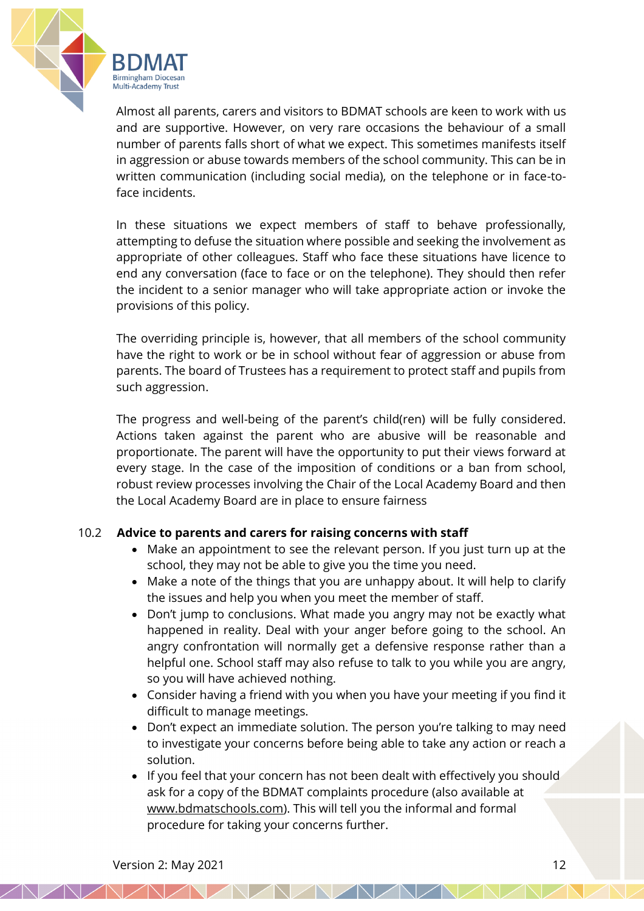Almost all parents, carers and visitors to BDMAT schools are keen to work with us and are supportive. However, on very rare occasions the behaviour of a small number of parents falls short of what we expect. This sometimes manifests itself in aggression or abuse towards members of the school community. This can be in written communication (including social media), on the telephone or in face-to-face incidents.

In these situations we expect members of staff to behave professionally, attempting to defuse the situation where possible and seeking the involvement as appropriate of other colleagues. Staff who face these situations have licence to end any conversation (face to face or on the telephone). They should then refer the incident to a senior manager who will take appropriate action or invoke the provisions of this policy.

The overriding principle is, however, that all members of the school community have the right to work or be in school without fear of aggression or abuse from parents. The board of Trustees has a requirement to protect staff and pupils from such aggression.

The progress and well-being of the parent's child(ren) will be fully considered. Actions taken against the parent who are abusive will be reasonable and proportionate. The parent will have the opportunity to put their views forward at every stage. In the case of the imposition of conditions or a ban from school, robust review processes involving the Chair of the Local Academy Board and then the Local Academy Board are in place to ensure fairness

## 10.2 Advice to parents and carers for raising concerns with staff

- Make an appointment to see the relevant person. If you just turn up at the school, they may not be able to give you the time you need.
- Make a note of the things that you are unhappy about. It will help to clarify the issues and help you when you meet the member of staff.
- Don't jump to conclusions. What made you angry may not be exactly what happened in reality. Deal with your anger before going to the school. An angry confrontation will normally get a defensive response rather than a helpful one. School staff may also refuse to talk to you while you are angry, so you will have achieved nothing.
- Consider having a friend with you when you have your meeting if you find it difficult to manage meetings.
- Don't expect an immediate solution. The person you're talking to may need to investigate your concerns before being able to take any action or reach a solution.
- If you feel that your concern has not been dealt with effectively you should ask for a copy of the BDMAT complaints procedure (also available at www.bdmatschools.com). This will tell you the informal and formal procedure for taking your concerns further.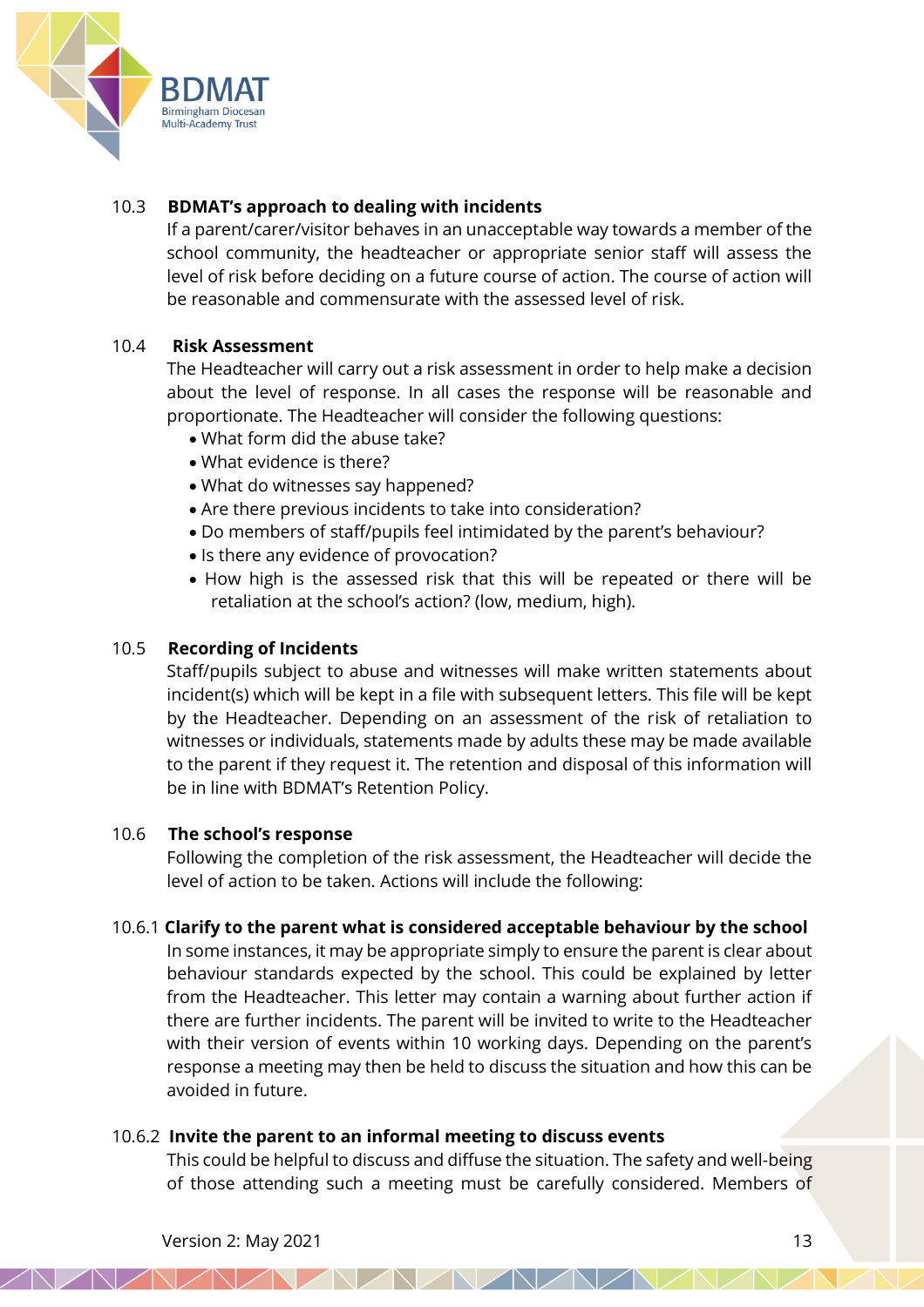### 10.3 BDMAT's approach to dealing with incidents

If a parent/carer/visitor behaves in an unacceptable way towards a member of the school community, the headteacher or appropriate senior staff will assess the level of risk before deciding on a future course of action. The course of action will be reasonable and commensurate with the assessed level of risk.

### 10.4 Risk Assessment

The Headteacher will carry out a risk assessment in order to help make a decision about the level of response. In all cases the response will be reasonable and proportionate. The Headteacher will consider the following questions:

- What form did the abuse take?
- What evidence is there?
- What do witnesses say happened?
- Are there previous incidents to take into consideration?
- Do members of staff/pupils feel intimidated by the parent's behaviour?
- Is there any evidence of provocation?
- How high is the assessed risk that this will be repeated or there will be retaliation at the school's action? (low, medium, high).

### 10.5 Recording of Incidents

Staff/pupils subject to abuse and witnesses will make written statements about incident(s) which will be kept in a file with subsequent letters. This file will be kept by the Headteacher. Depending on an assessment of the risk of retaliation to witnesses or individuals, statements made by adults these may be made available to the parent if they request it. The retention and disposal of this information will be in line with BDMAT's Retention Policy.

### 10.6 The school's response

Following the completion of the risk assessment, the Headteacher will decide the level of action to be taken. Actions will include the following:

#### 10.6.1 Clarify to the parent what is considered acceptable behaviour by the school

In some instances, it may be appropriate simply to ensure the parent is clear about behaviour standards expected by the school. This could be explained by letter from the Headteacher. This letter may contain a warning about further action if there are further incidents. The parent will be invited to write to the Headteacher with their version of events within 10 working days. Depending on the parent's response a meeting may then be held to discuss the situation and how this can be avoided in future.

#### 10.6.2 Invite the parent to an informal meeting to discuss events

This could be helpful to discuss and diffuse the situation. The safety and well-being of those attending such a meeting must be carefully considered. Members of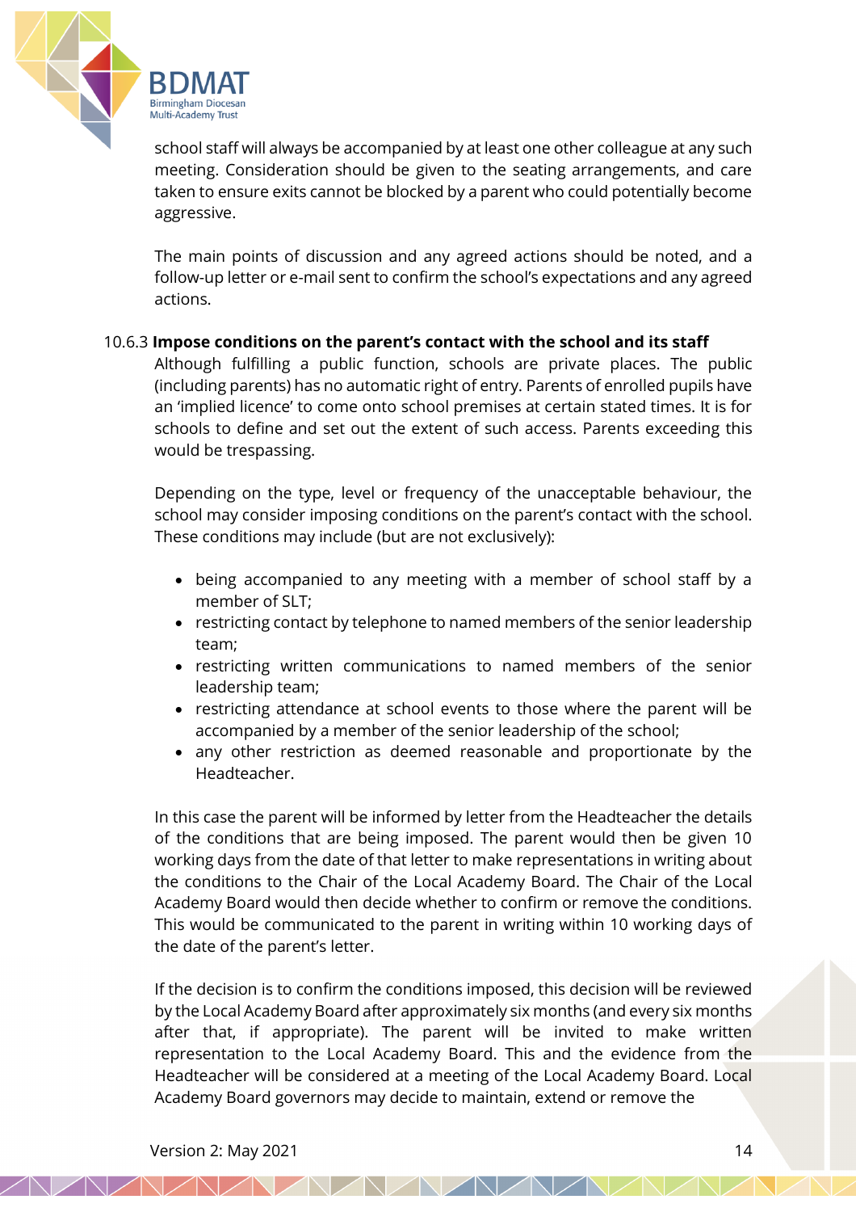school staff will always be accompanied by at least one other colleague at any such meeting. Consideration should be given to the seating arrangements, and care taken to ensure exits cannot be blocked by a parent who could potentially become aggressive.

The main points of discussion and any agreed actions should be noted, and a follow-up letter or e-mail sent to confirm the school's expectations and any agreed actions.

10.6.3 **Impose conditions on the parent's contact with the school and its staff**

Although fulfilling a public function, schools are private places. The public (including parents) has no automatic right of entry. Parents of enrolled pupils have an 'implied licence' to come onto school premises at certain stated times. It is for schools to define and set out the extent of such access. Parents exceeding this would be trespassing.

Depending on the type, level or frequency of the unacceptable behaviour, the school may consider imposing conditions on the parent's contact with the school. These conditions may include (but are not exclusively):

- being accompanied to any meeting with a member of school staff by a member of SLT;
- restricting contact by telephone to named members of the senior leadership team;
- restricting written communications to named members of the senior leadership team;
- restricting attendance at school events to those where the parent will be accompanied by a member of the senior leadership of the school;
- any other restriction as deemed reasonable and proportionate by the Headteacher.

In this case the parent will be informed by letter from the Headteacher the details of the conditions that are being imposed. The parent would then be given 10 working days from the date of that letter to make representations in writing about the conditions to the Chair of the Local Academy Board. The Chair of the Local Academy Board would then decide whether to confirm or remove the conditions. This would be communicated to the parent in writing within 10 working days of the date of the parent's letter.

If the decision is to confirm the conditions imposed, this decision will be reviewed by the Local Academy Board after approximately six months (and every six months after that, if appropriate). The parent will be invited to make written representation to the Local Academy Board. This and the evidence from the Headteacher will be considered at a meeting of the Local Academy Board. Local Academy Board governors may decide to maintain, extend or remove the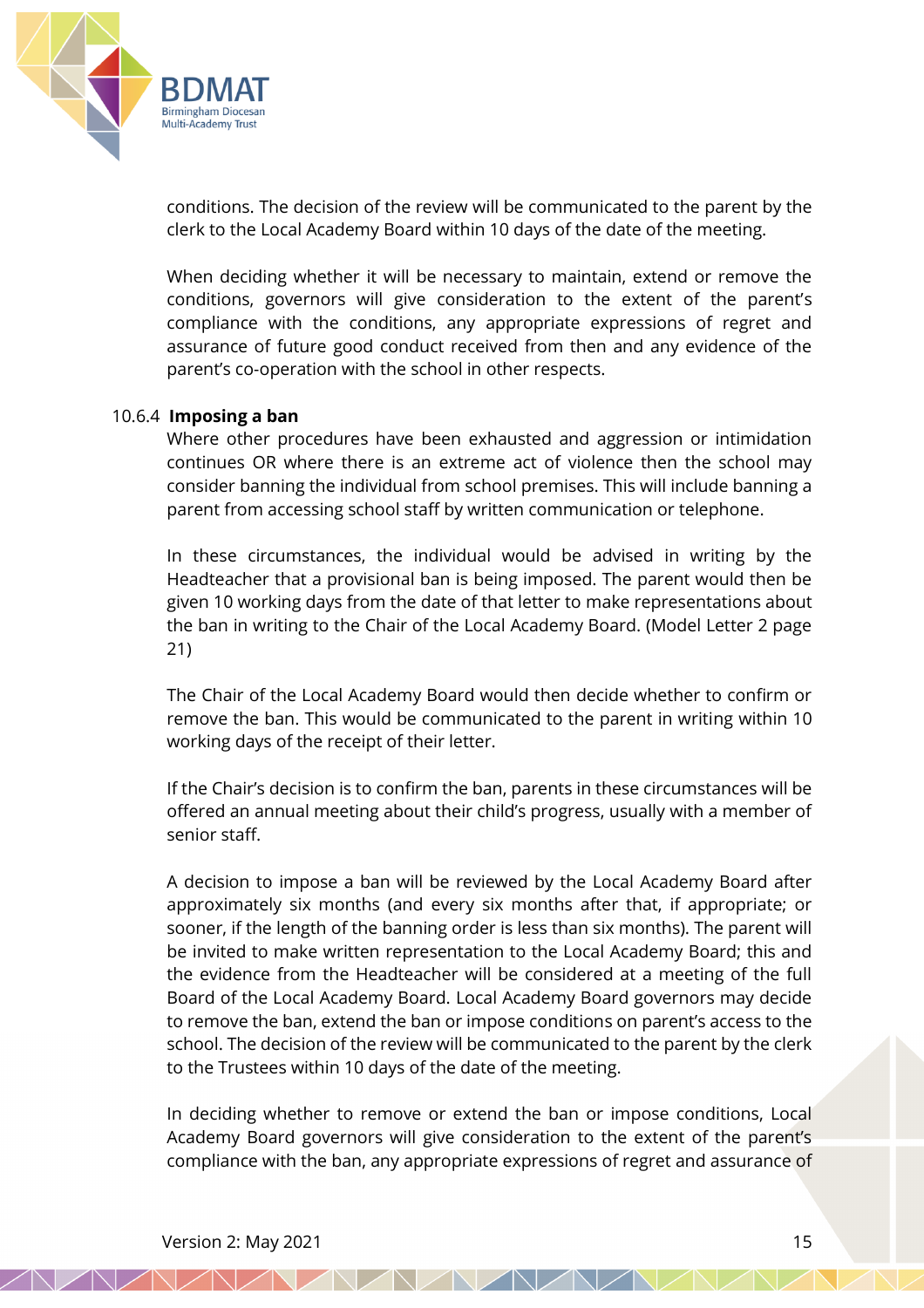conditions. The decision of the review will be communicated to the parent by the clerk to the Local Academy Board within 10 days of the date of the meeting.

When deciding whether it will be necessary to maintain, extend or remove the conditions, governors will give consideration to the extent of the parent's compliance with the conditions, any appropriate expressions of regret and assurance of future good conduct received from then and any evidence of the parent's co-operation with the school in other respects.

#### 10.6.4 **Imposing a ban**

Where other procedures have been exhausted and aggression or intimidation continues OR where there is an extreme act of violence then the school may consider banning the individual from school premises. This will include banning a parent from accessing school staff by written communication or telephone.

In these circumstances, the individual would be advised in writing by the Headteacher that a provisional ban is being imposed. The parent would then be given 10 working days from the date of that letter to make representations about the ban in writing to the Chair of the Local Academy Board. (Model Letter 2 page 21)

The Chair of the Local Academy Board would then decide whether to confirm or remove the ban. This would be communicated to the parent in writing within 10 working days of the receipt of their letter.

If the Chair's decision is to confirm the ban, parents in these circumstances will be offered an annual meeting about their child's progress, usually with a member of senior staff.

A decision to impose a ban will be reviewed by the Local Academy Board after approximately six months (and every six months after that, if appropriate; or sooner, if the length of the banning order is less than six months). The parent will be invited to make written representation to the Local Academy Board; this and the evidence from the Headteacher will be considered at a meeting of the full Board of the Local Academy Board. Local Academy Board governors may decide to remove the ban, extend the ban or impose conditions on parent's access to the school. The decision of the review will be communicated to the parent by the clerk to the Trustees within 10 days of the date of the meeting.

In deciding whether to remove or extend the ban or impose conditions, Local Academy Board governors will give consideration to the extent of the parent's compliance with the ban, any appropriate expressions of regret and assurance of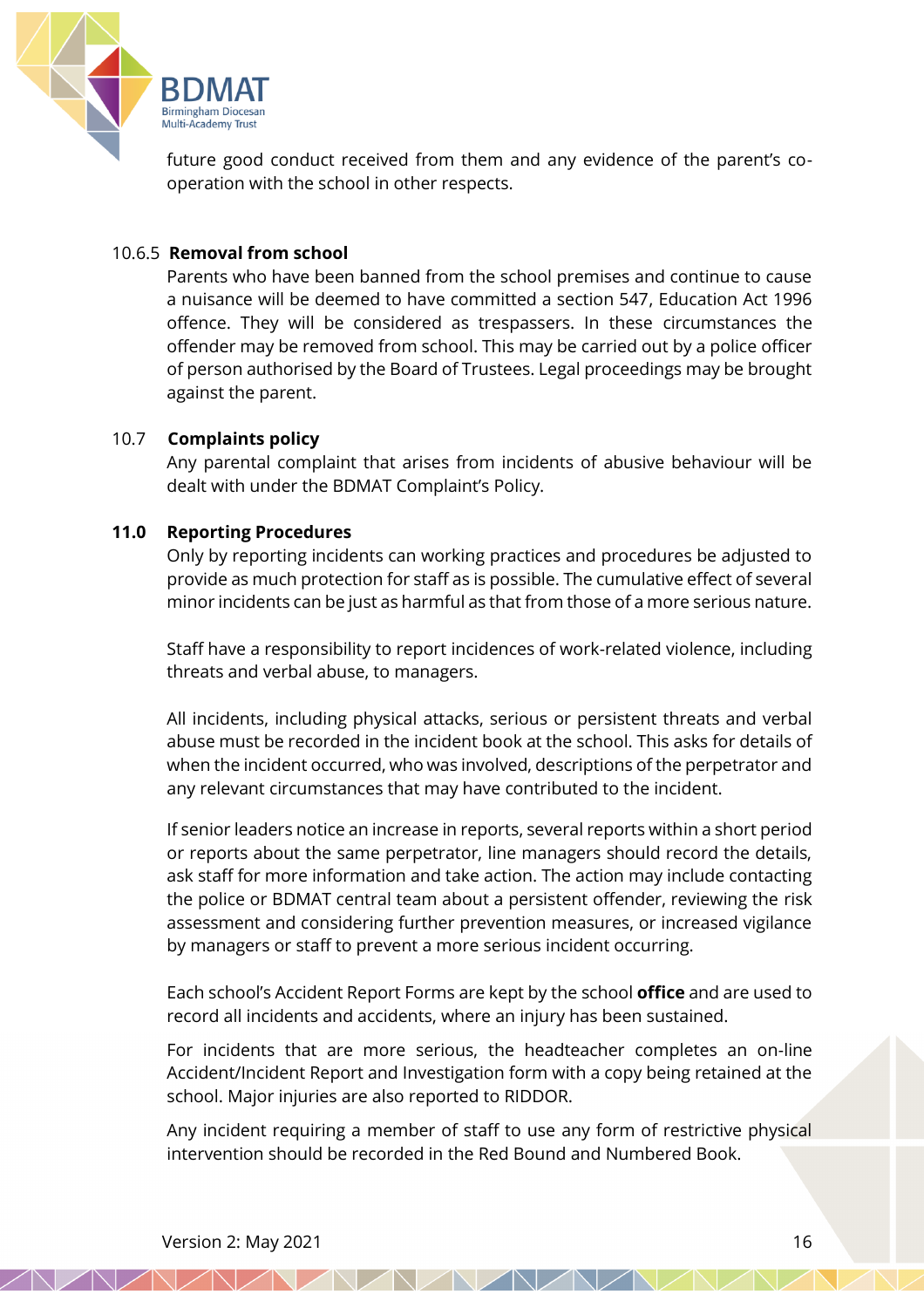future good conduct received from them and any evidence of the parent's co-operation with the school in other respects.

#### 10.6.5 Removal from school

Parents who have been banned from the school premises and continue to cause a nuisance will be deemed to have committed a section 547, Education Act 1996 offence. They will be considered as trespassers. In these circumstances the offender may be removed from school. This may be carried out by a police officer of person authorised by the Board of Trustees. Legal proceedings may be brought against the parent.

### 10.7 Complaints policy

Any parental complaint that arises from incidents of abusive behaviour will be dealt with under the BDMAT Complaint's Policy.

## 11.0 Reporting Procedures

Only by reporting incidents can working practices and procedures be adjusted to provide as much protection for staff as is possible. The cumulative effect of several minor incidents can be just as harmful as that from those of a more serious nature.

Staff have a responsibility to report incidences of work-related violence, including threats and verbal abuse, to managers.

All incidents, including physical attacks, serious or persistent threats and verbal abuse must be recorded in the incident book at the school. This asks for details of when the incident occurred, who was involved, descriptions of the perpetrator and any relevant circumstances that may have contributed to the incident.

If senior leaders notice an increase in reports, several reports within a short period or reports about the same perpetrator, line managers should record the details, ask staff for more information and take action. The action may include contacting the police or BDMAT central team about a persistent offender, reviewing the risk assessment and considering further prevention measures, or increased vigilance by managers or staff to prevent a more serious incident occurring.

Each school's Accident Report Forms are kept by the school **office** and are used to record all incidents and accidents, where an injury has been sustained.

For incidents that are more serious, the headteacher completes an on-line Accident/Incident Report and Investigation form with a copy being retained at the school. Major injuries are also reported to RIDDOR.

Any incident requiring a member of staff to use any form of restrictive physical intervention should be recorded in the Red Bound and Numbered Book.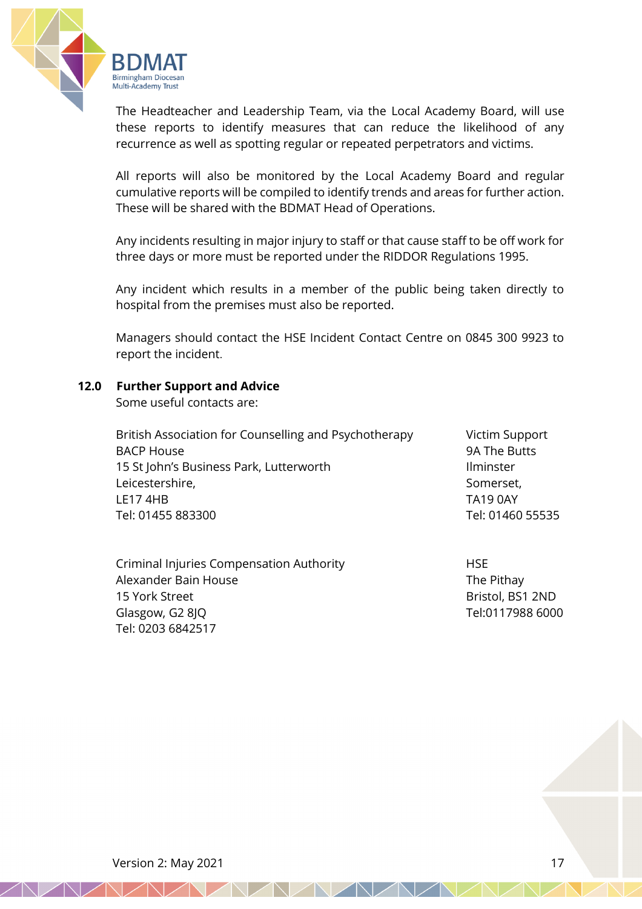The Headteacher and Leadership Team, via the Local Academy Board, will use these reports to identify measures that can reduce the likelihood of any recurrence as well as spotting regular or repeated perpetrators and victims.

All reports will also be monitored by the Local Academy Board and regular cumulative reports will be compiled to identify trends and areas for further action. These will be shared with the BDMAT Head of Operations.

Any incidents resulting in major injury to staff or that cause staff to be off work for three days or more must be reported under the RIDDOR Regulations 1995.

Any incident which results in a member of the public being taken directly to hospital from the premises must also be reported.

Managers should contact the HSE Incident Contact Centre on 0845 300 9923 to report the incident.

## 12.0 Further Support and Advice

Some useful contacts are:

British Association for Counselling and Psychotherapy
BACP House
15 St John's Business Park, Lutterworth
Leicestershire,
LE17 4HB
Tel: 01455 883300

Victim Support
9A The Butts
Ilminster
Somerset,
TA19 0AY
Tel: 01460 55535

Criminal Injuries Compensation Authority
Alexander Bain House
15 York Street
Glasgow, G2 8JQ
Tel: 0203 6842517

HSE
The Pithay
Bristol, BS1 2ND
Tel:0117988 6000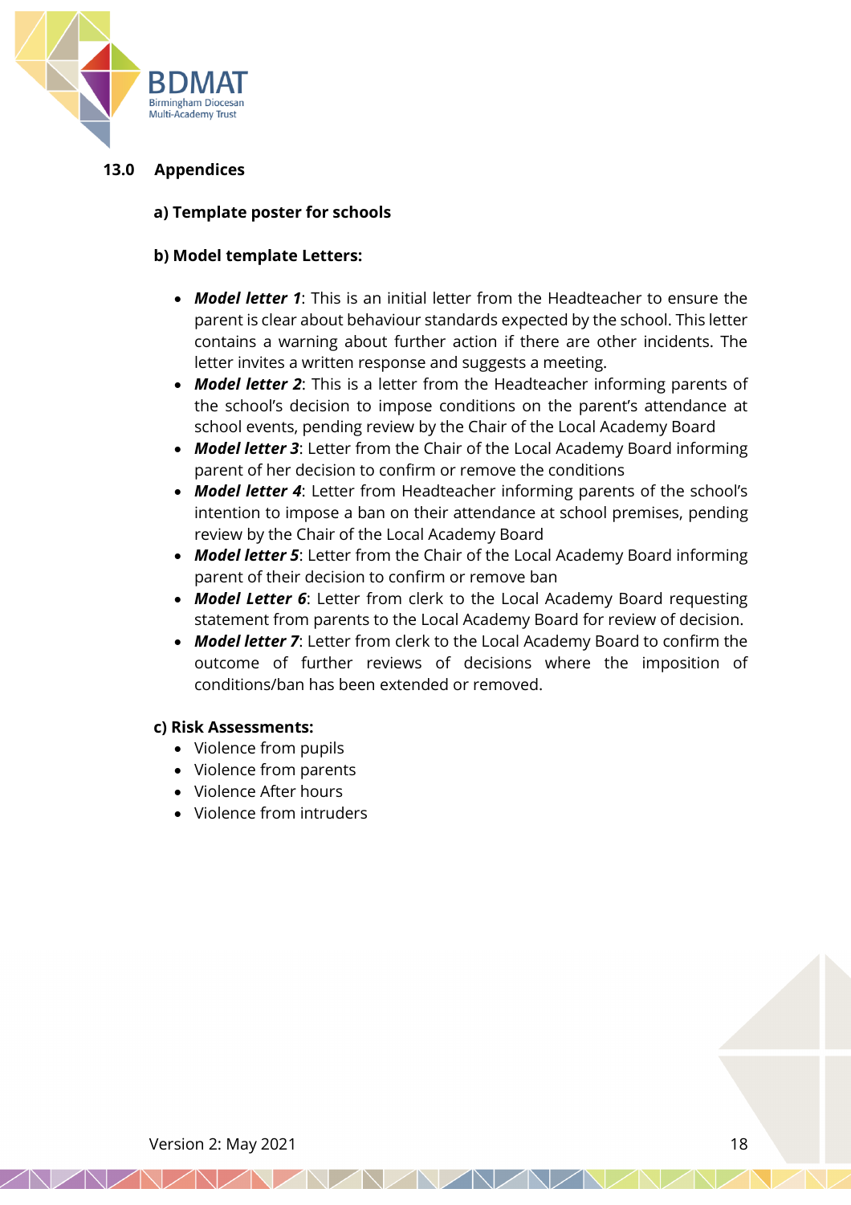## 13.0 Appendices

**a) Template poster for schools**

**b) Model template Letters:**

- ***Model letter 1***: This is an initial letter from the Headteacher to ensure the parent is clear about behaviour standards expected by the school. This letter contains a warning about further action if there are other incidents. The letter invites a written response and suggests a meeting.
- ***Model letter 2***: This is a letter from the Headteacher informing parents of the school's decision to impose conditions on the parent's attendance at school events, pending review by the Chair of the Local Academy Board
- ***Model letter 3***: Letter from the Chair of the Local Academy Board informing parent of her decision to confirm or remove the conditions
- ***Model letter 4***: Letter from Headteacher informing parents of the school's intention to impose a ban on their attendance at school premises, pending review by the Chair of the Local Academy Board
- ***Model letter 5***: Letter from the Chair of the Local Academy Board informing parent of their decision to confirm or remove ban
- ***Model Letter 6***: Letter from clerk to the Local Academy Board requesting statement from parents to the Local Academy Board for review of decision.
- ***Model letter 7***: Letter from clerk to the Local Academy Board to confirm the outcome of further reviews of decisions where the imposition of conditions/ban has been extended or removed.

**c) Risk Assessments:**

- Violence from pupils
- Violence from parents
- Violence After hours
- Violence from intruders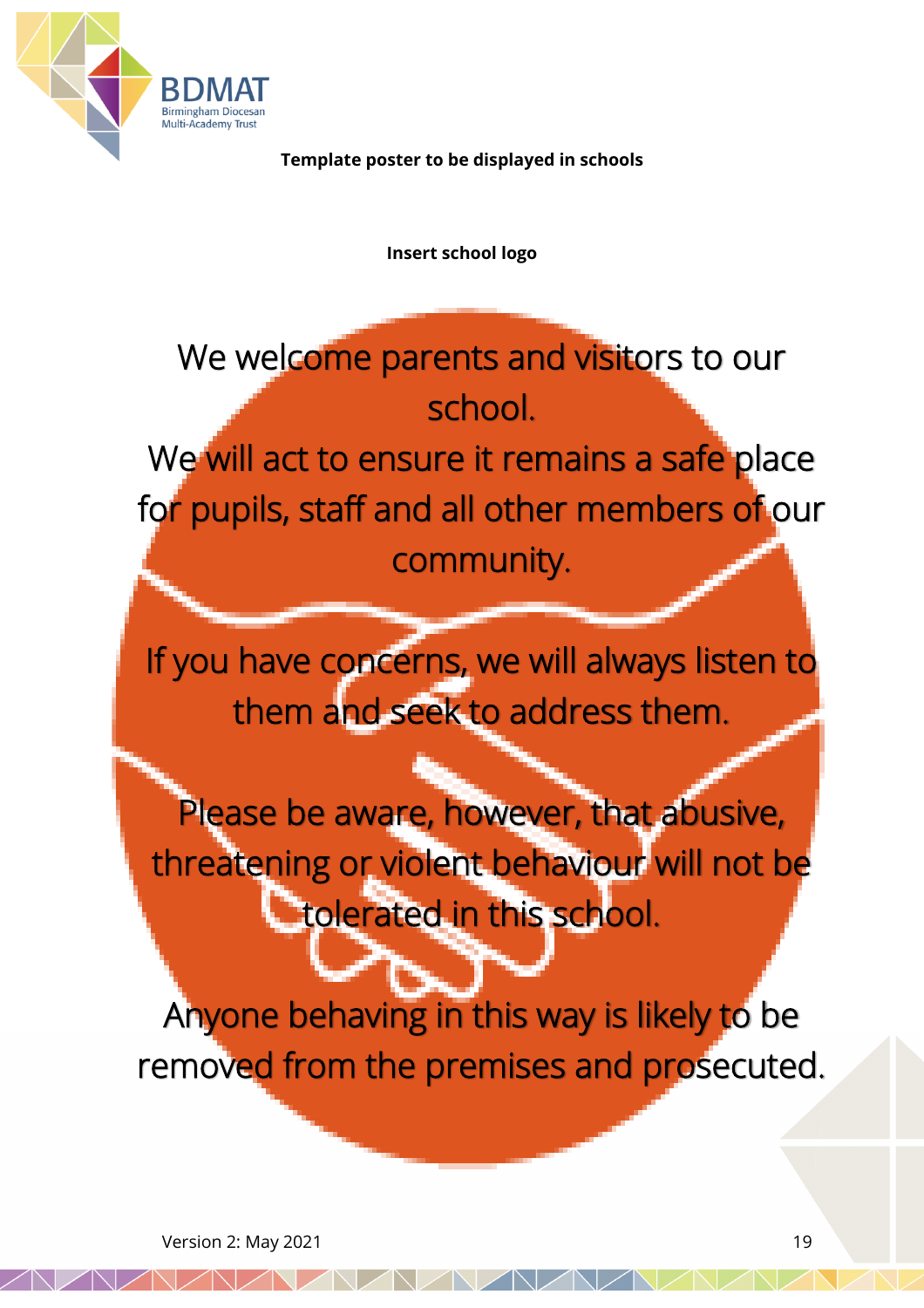**Template poster to be displayed in schools**

**Insert school logo**

We welcome parents and visitors to our school.
We will act to ensure it remains a safe place for pupils, staff and all other members of our community.

If you have concerns, we will always listen to them and seek to address them.

Please be aware, however, that abusive, threatening or violent behaviour will not be tolerated in this school.

Anyone behaving in this way is likely to be removed from the premises and prosecuted.

Version 2: May 2021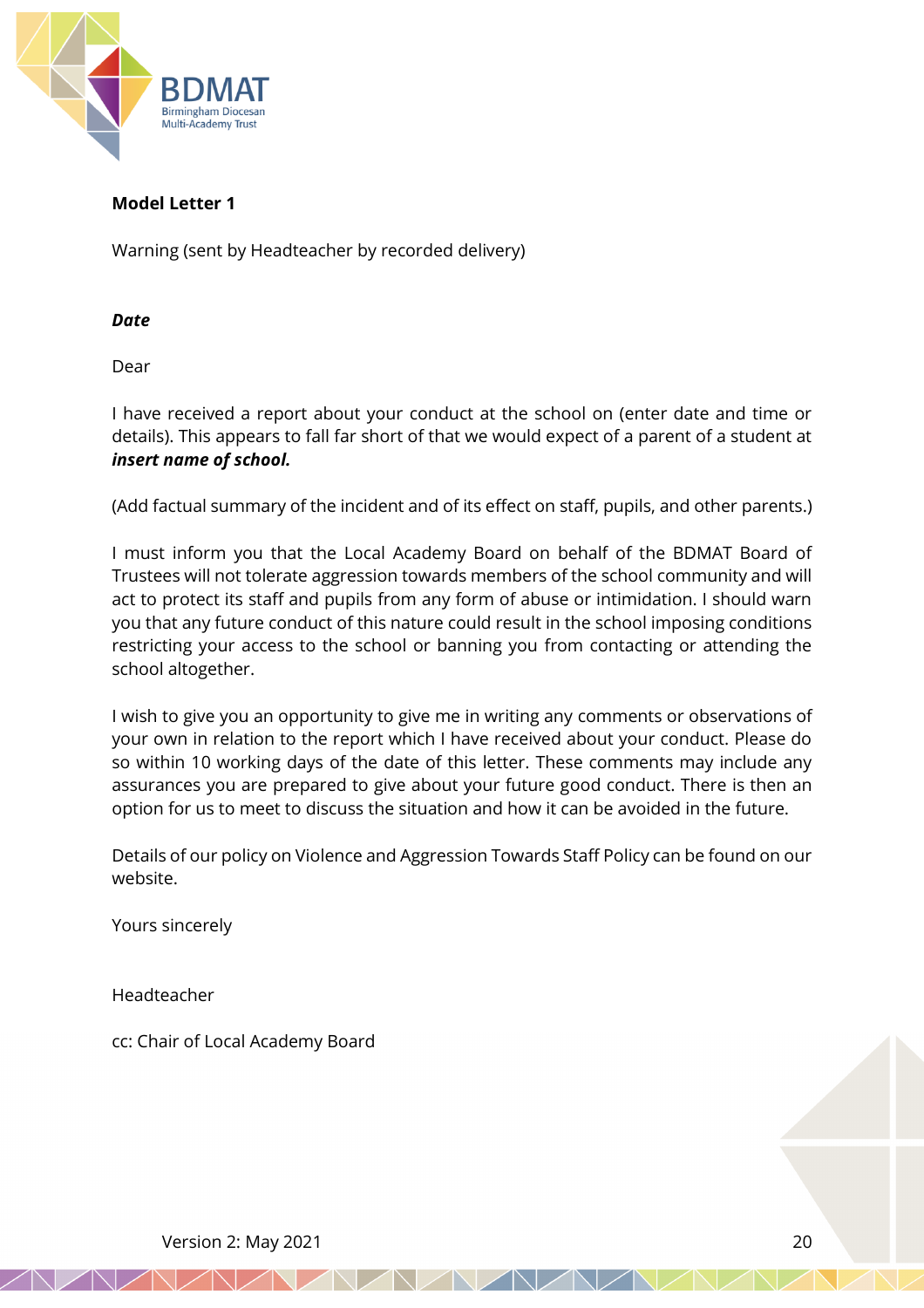**Model Letter 1**

Warning (sent by Headteacher by recorded delivery)

***Date***

Dear

I have received a report about your conduct at the school on (enter date and time or details). This appears to fall far short of that we would expect of a parent of a student at ***insert name of school.***

(Add factual summary of the incident and of its effect on staff, pupils, and other parents.)

I must inform you that the Local Academy Board on behalf of the BDMAT Board of Trustees will not tolerate aggression towards members of the school community and will act to protect its staff and pupils from any form of abuse or intimidation. I should warn you that any future conduct of this nature could result in the school imposing conditions restricting your access to the school or banning you from contacting or attending the school altogether.

I wish to give you an opportunity to give me in writing any comments or observations of your own in relation to the report which I have received about your conduct. Please do so within 10 working days of the date of this letter. These comments may include any assurances you are prepared to give about your future good conduct. There is then an option for us to meet to discuss the situation and how it can be avoided in the future.

Details of our policy on Violence and Aggression Towards Staff Policy can be found on our website.

Yours sincerely

Headteacher

cc: Chair of Local Academy Board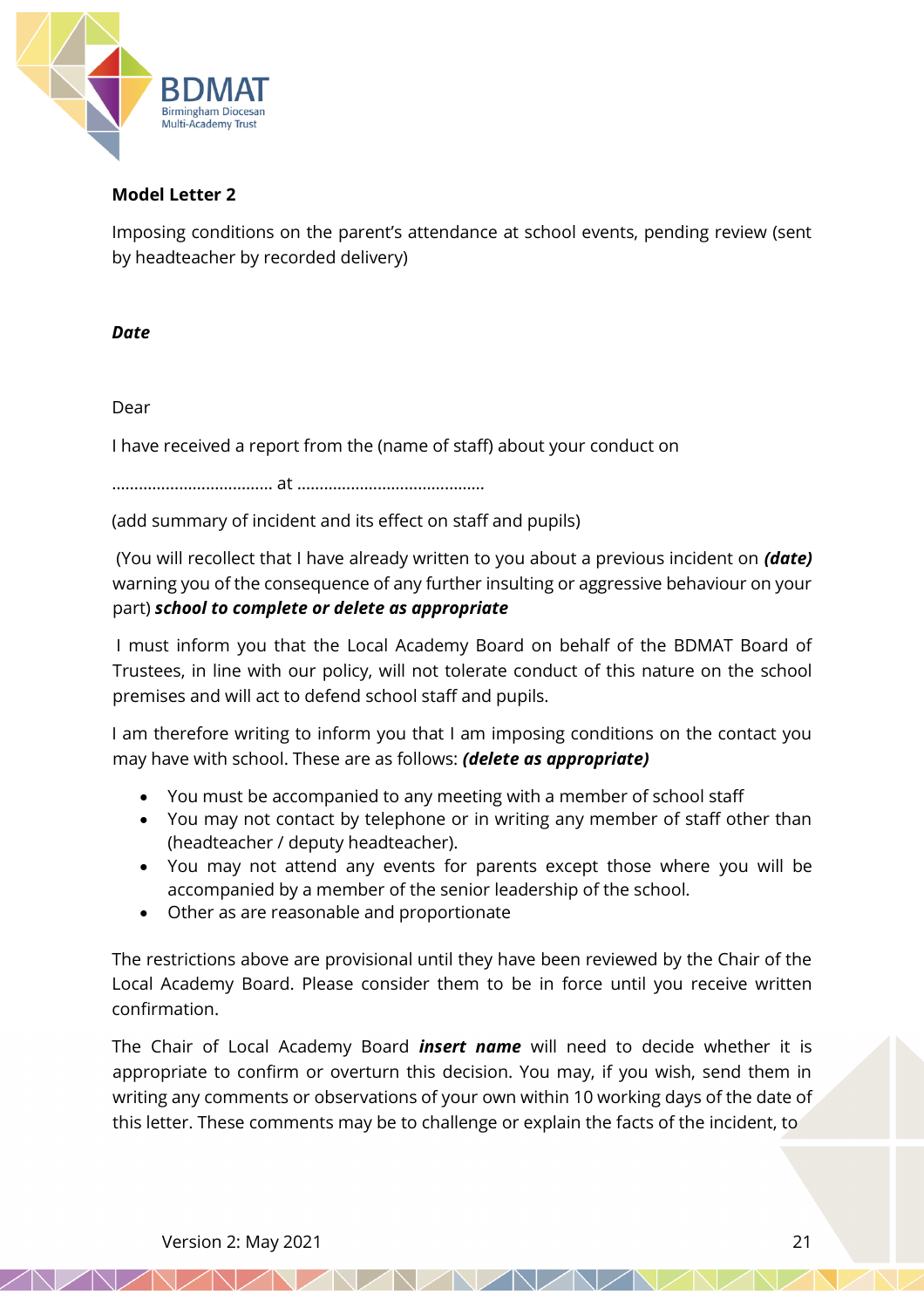**Model Letter 2**

Imposing conditions on the parent's attendance at school events, pending review (sent by headteacher by recorded delivery)

***Date***

Dear

I have received a report from the (name of staff) about your conduct on

……………………………… at ……………………………………

(add summary of incident and its effect on staff and pupils)

(You will recollect that I have already written to you about a previous incident on ***(date)*** warning you of the consequence of any further insulting or aggressive behaviour on your part) ***school to complete or delete as appropriate***

I must inform you that the Local Academy Board on behalf of the BDMAT Board of Trustees, in line with our policy, will not tolerate conduct of this nature on the school premises and will act to defend school staff and pupils.

I am therefore writing to inform you that I am imposing conditions on the contact you may have with school. These are as follows: ***(delete as appropriate)***

- You must be accompanied to any meeting with a member of school staff
- You may not contact by telephone or in writing any member of staff other than (headteacher / deputy headteacher).
- You may not attend any events for parents except those where you will be accompanied by a member of the senior leadership of the school.
- Other as are reasonable and proportionate

The restrictions above are provisional until they have been reviewed by the Chair of the Local Academy Board. Please consider them to be in force until you receive written confirmation.

The Chair of Local Academy Board ***insert name*** will need to decide whether it is appropriate to confirm or overturn this decision. You may, if you wish, send them in writing any comments or observations of your own within 10 working days of the date of this letter. These comments may be to challenge or explain the facts of the incident, to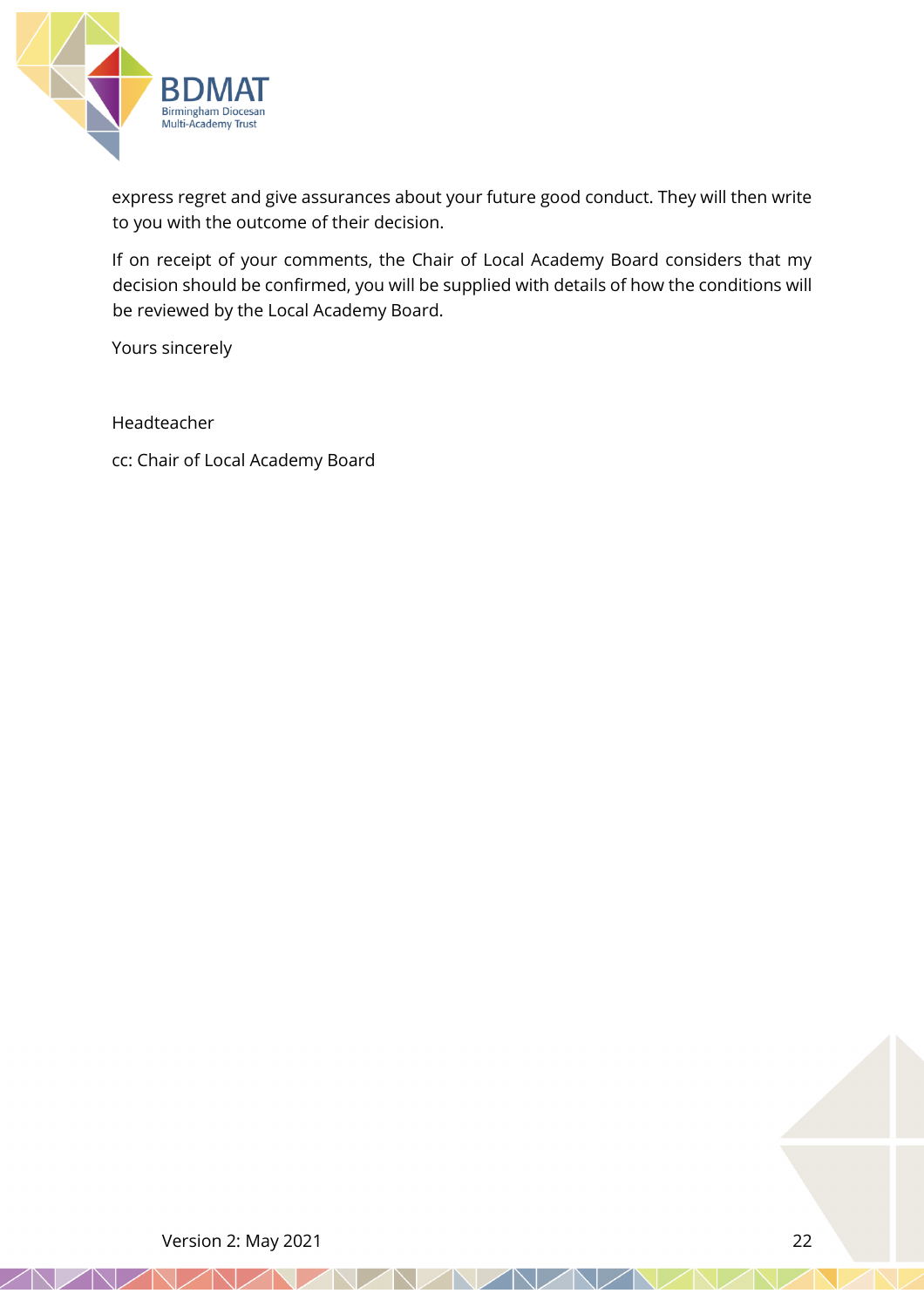express regret and give assurances about your future good conduct. They will then write to you with the outcome of their decision.

If on receipt of your comments, the Chair of Local Academy Board considers that my decision should be confirmed, you will be supplied with details of how the conditions will be reviewed by the Local Academy Board.

Yours sincerely

Headteacher

cc: Chair of Local Academy Board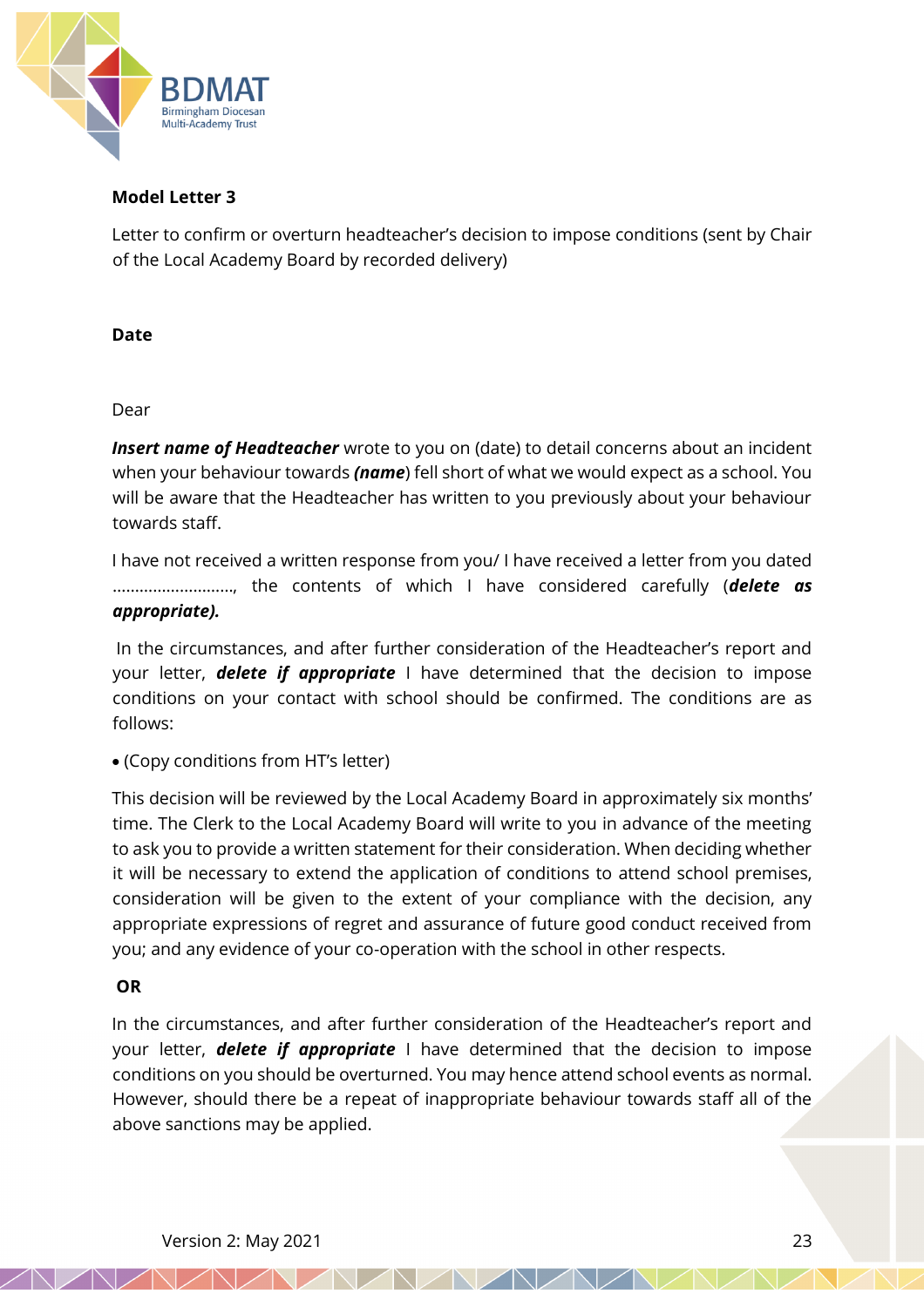**Model Letter 3**

Letter to confirm or overturn headteacher's decision to impose conditions (sent by Chair of the Local Academy Board by recorded delivery)

**Date**

Dear

***Insert name of Headteacher*** wrote to you on (date) to detail concerns about an incident when your behaviour towards ***(name***) fell short of what we would expect as a school. You will be aware that the Headteacher has written to you previously about your behaviour towards staff.

I have not received a written response from you/ I have received a letter from you dated ……………………., the contents of which I have considered carefully (***delete as appropriate).***

In the circumstances, and after further consideration of the Headteacher's report and your letter, ***delete if appropriate*** I have determined that the decision to impose conditions on your contact with school should be confirmed. The conditions are as follows:

- (Copy conditions from HT's letter)

This decision will be reviewed by the Local Academy Board in approximately six months' time. The Clerk to the Local Academy Board will write to you in advance of the meeting to ask you to provide a written statement for their consideration. When deciding whether it will be necessary to extend the application of conditions to attend school premises, consideration will be given to the extent of your compliance with the decision, any appropriate expressions of regret and assurance of future good conduct received from you; and any evidence of your co-operation with the school in other respects.

**OR**

In the circumstances, and after further consideration of the Headteacher's report and your letter, ***delete if appropriate*** I have determined that the decision to impose conditions on you should be overturned. You may hence attend school events as normal. However, should there be a repeat of inappropriate behaviour towards staff all of the above sanctions may be applied.

Version 2: May 2021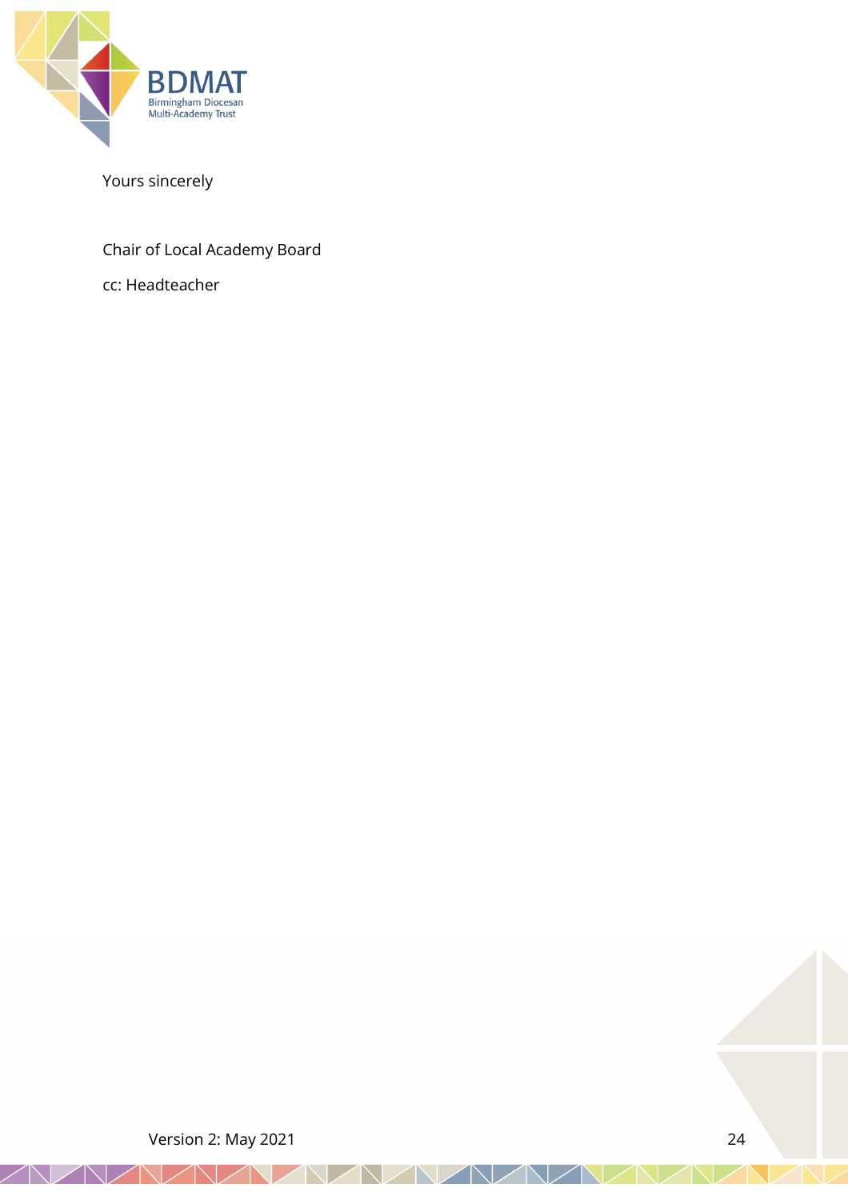Yours sincerely

Chair of Local Academy Board

cc: Headteacher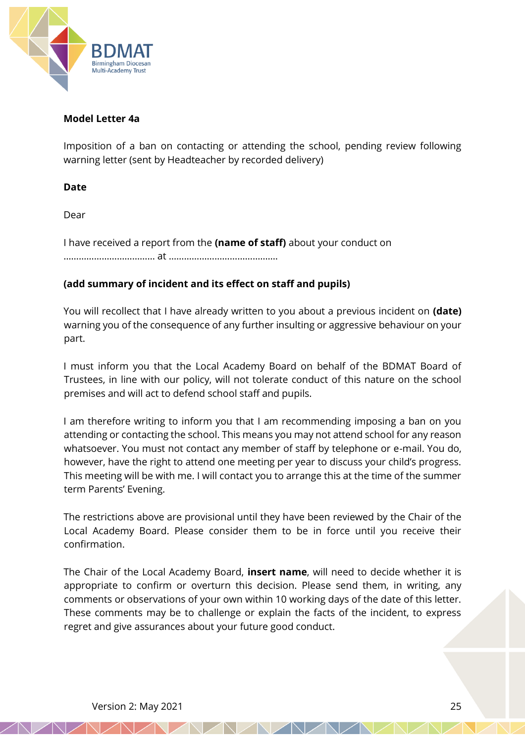**Model Letter 4a**

Imposition of a ban on contacting or attending the school, pending review following warning letter (sent by Headteacher by recorded delivery)

**Date**

Dear

I have received a report from the **(name of staff)** about your conduct on ……………………………… at ……………………………………

**(add summary of incident and its effect on staff and pupils)**

You will recollect that I have already written to you about a previous incident on **(date)** warning you of the consequence of any further insulting or aggressive behaviour on your part.

I must inform you that the Local Academy Board on behalf of the BDMAT Board of Trustees, in line with our policy, will not tolerate conduct of this nature on the school premises and will act to defend school staff and pupils.

I am therefore writing to inform you that I am recommending imposing a ban on you attending or contacting the school. This means you may not attend school for any reason whatsoever. You must not contact any member of staff by telephone or e-mail. You do, however, have the right to attend one meeting per year to discuss your child's progress. This meeting will be with me. I will contact you to arrange this at the time of the summer term Parents' Evening.

The restrictions above are provisional until they have been reviewed by the Chair of the Local Academy Board. Please consider them to be in force until you receive their confirmation.

The Chair of the Local Academy Board, **insert name**, will need to decide whether it is appropriate to confirm or overturn this decision. Please send them, in writing, any comments or observations of your own within 10 working days of the date of this letter. These comments may be to challenge or explain the facts of the incident, to express regret and give assurances about your future good conduct.

Version 2: May 2021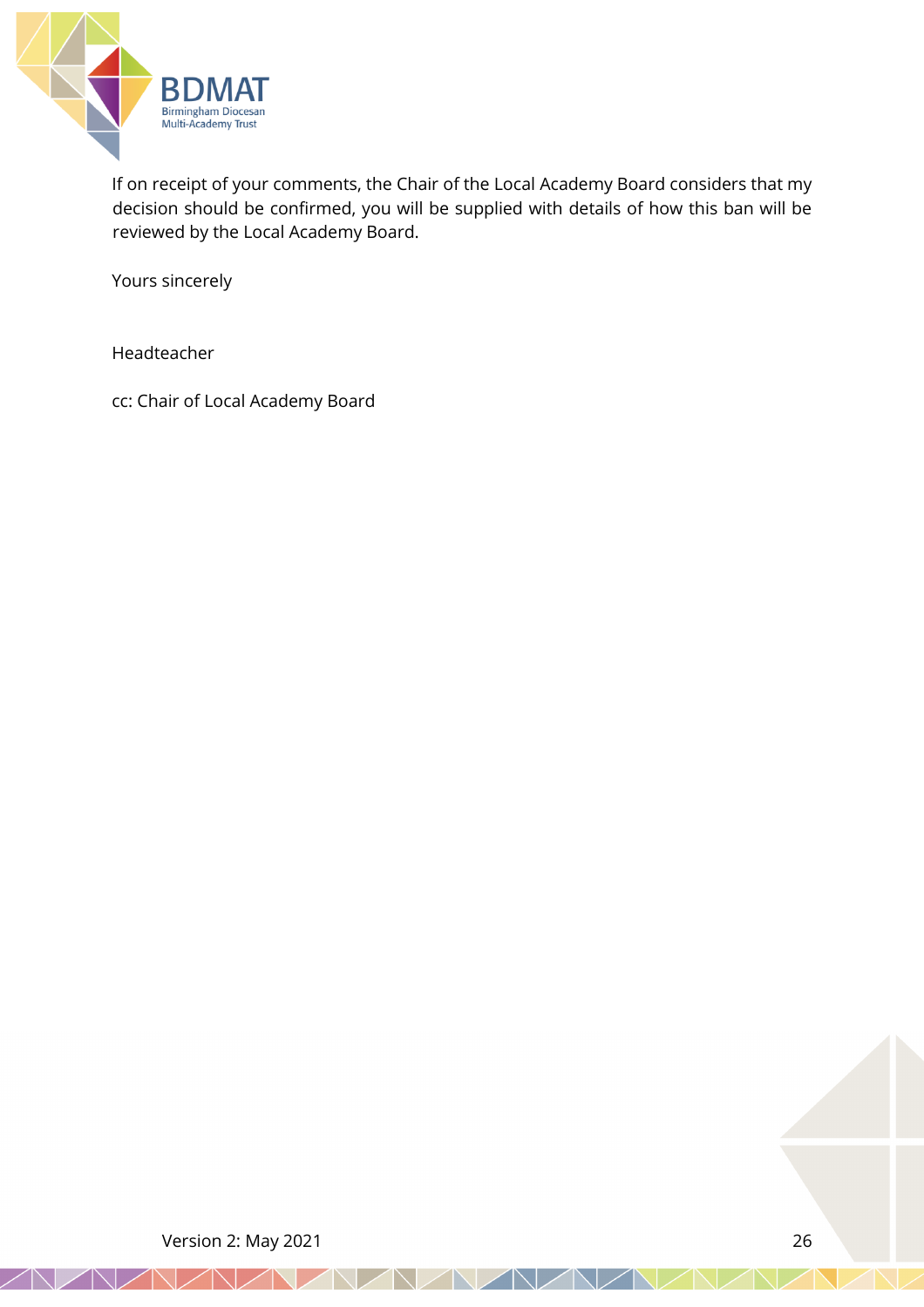If on receipt of your comments, the Chair of the Local Academy Board considers that my decision should be confirmed, you will be supplied with details of how this ban will be reviewed by the Local Academy Board.

Yours sincerely

Headteacher

cc: Chair of Local Academy Board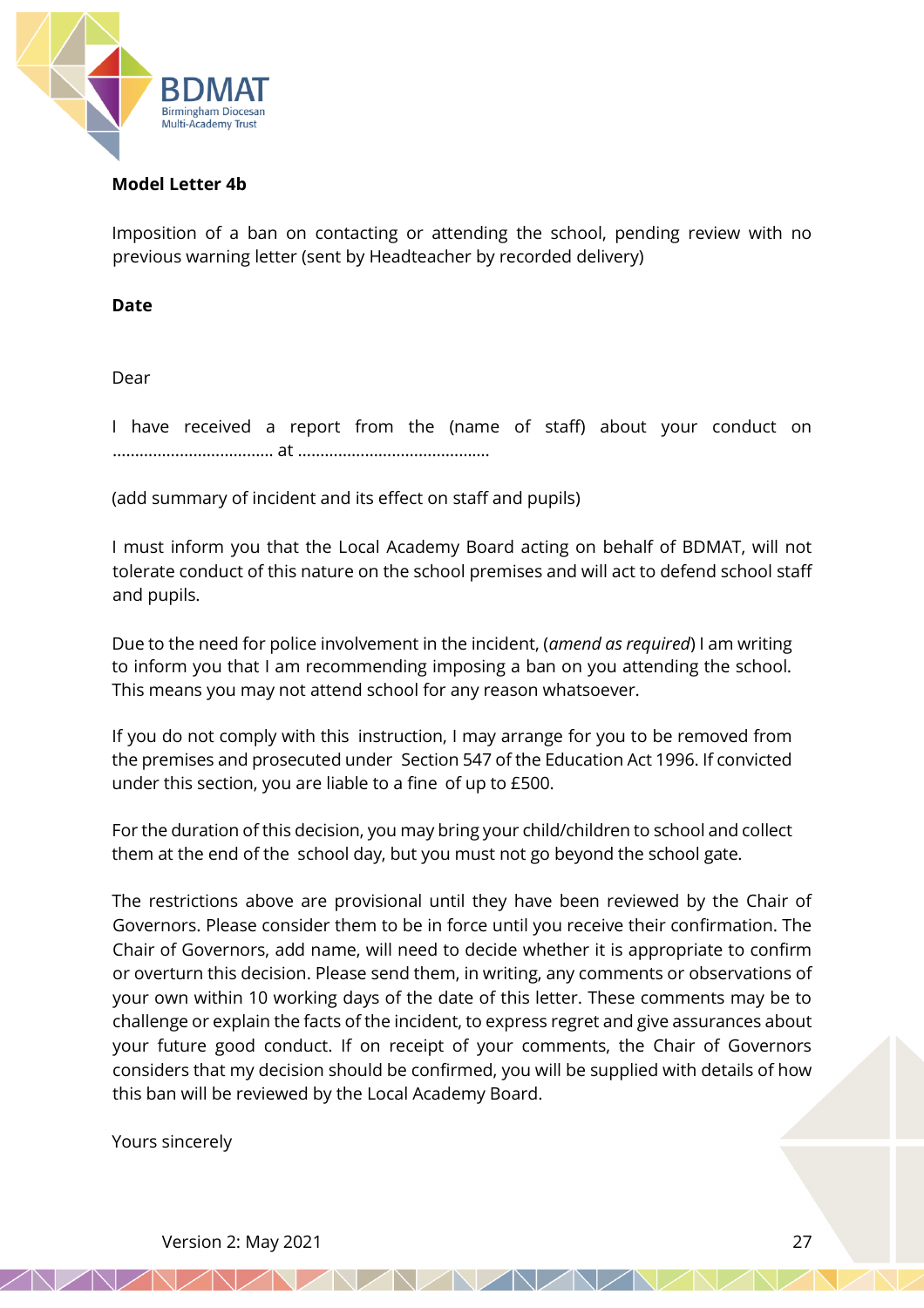**Model Letter 4b**

Imposition of a ban on contacting or attending the school, pending review with no previous warning letter (sent by Headteacher by recorded delivery)

**Date**

Dear

I have received a report from the (name of staff) about your conduct on ……………………………… at ……………………………………

(add summary of incident and its effect on staff and pupils)

I must inform you that the Local Academy Board acting on behalf of BDMAT, will not tolerate conduct of this nature on the school premises and will act to defend school staff and pupils.

Due to the need for police involvement in the incident, (*amend as required*) I am writing to inform you that I am recommending imposing a ban on you attending the school. This means you may not attend school for any reason whatsoever.

If you do not comply with this instruction, I may arrange for you to be removed from the premises and prosecuted under Section 547 of the Education Act 1996. If convicted under this section, you are liable to a fine of up to £500.

For the duration of this decision, you may bring your child/children to school and collect them at the end of the school day, but you must not go beyond the school gate.

The restrictions above are provisional until they have been reviewed by the Chair of Governors. Please consider them to be in force until you receive their confirmation. The Chair of Governors, add name, will need to decide whether it is appropriate to confirm or overturn this decision. Please send them, in writing, any comments or observations of your own within 10 working days of the date of this letter. These comments may be to challenge or explain the facts of the incident, to express regret and give assurances about your future good conduct. If on receipt of your comments, the Chair of Governors considers that my decision should be confirmed, you will be supplied with details of how this ban will be reviewed by the Local Academy Board.

Yours sincerely

Version 2: May 2021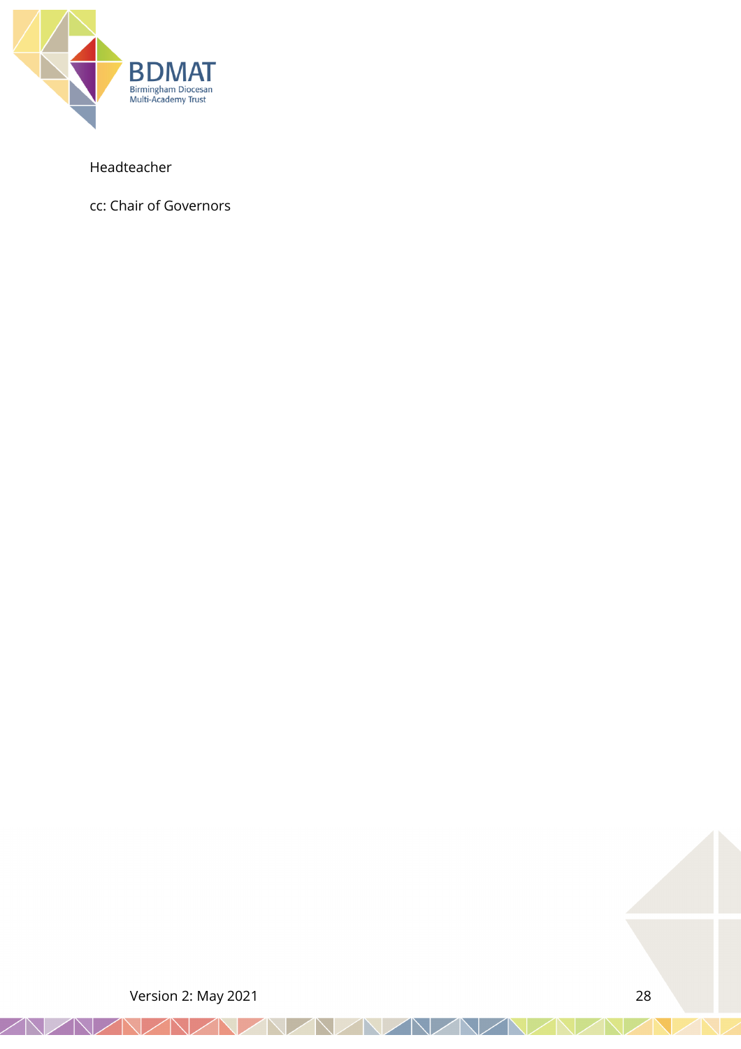Headteacher

cc: Chair of Governors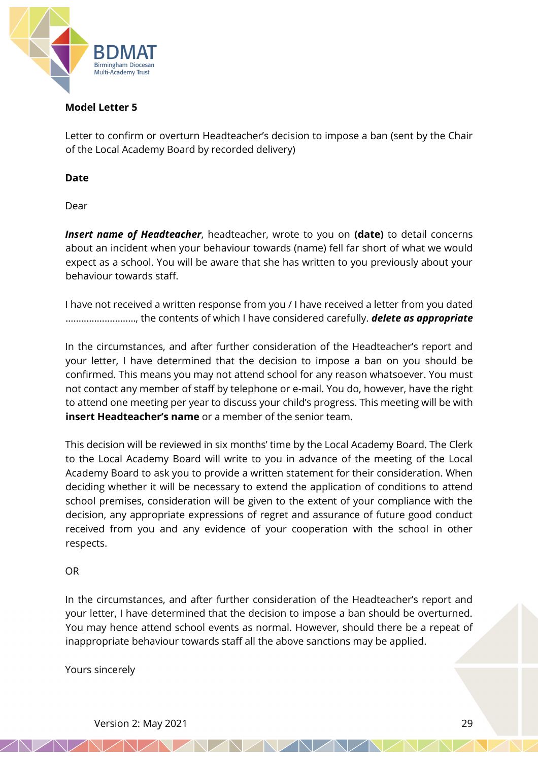**Model Letter 5**

Letter to confirm or overturn Headteacher's decision to impose a ban (sent by the Chair of the Local Academy Board by recorded delivery)

**Date**

Dear

***Insert name of Headteacher***, headteacher, wrote to you on **(date)** to detail concerns about an incident when your behaviour towards (name) fell far short of what we would expect as a school. You will be aware that she has written to you previously about your behaviour towards staff.

I have not received a written response from you / I have received a letter from you dated ..........................., the contents of which I have considered carefully. ***delete as appropriate***

In the circumstances, and after further consideration of the Headteacher's report and your letter, I have determined that the decision to impose a ban on you should be confirmed. This means you may not attend school for any reason whatsoever. You must not contact any member of staff by telephone or e-mail. You do, however, have the right to attend one meeting per year to discuss your child's progress. This meeting will be with **insert Headteacher's name** or a member of the senior team.

This decision will be reviewed in six months' time by the Local Academy Board. The Clerk to the Local Academy Board will write to you in advance of the meeting of the Local Academy Board to ask you to provide a written statement for their consideration. When deciding whether it will be necessary to extend the application of conditions to attend school premises, consideration will be given to the extent of your compliance with the decision, any appropriate expressions of regret and assurance of future good conduct received from you and any evidence of your cooperation with the school in other respects.

OR

In the circumstances, and after further consideration of the Headteacher's report and your letter, I have determined that the decision to impose a ban should be overturned. You may hence attend school events as normal. However, should there be a repeat of inappropriate behaviour towards staff all the above sanctions may be applied.

Yours sincerely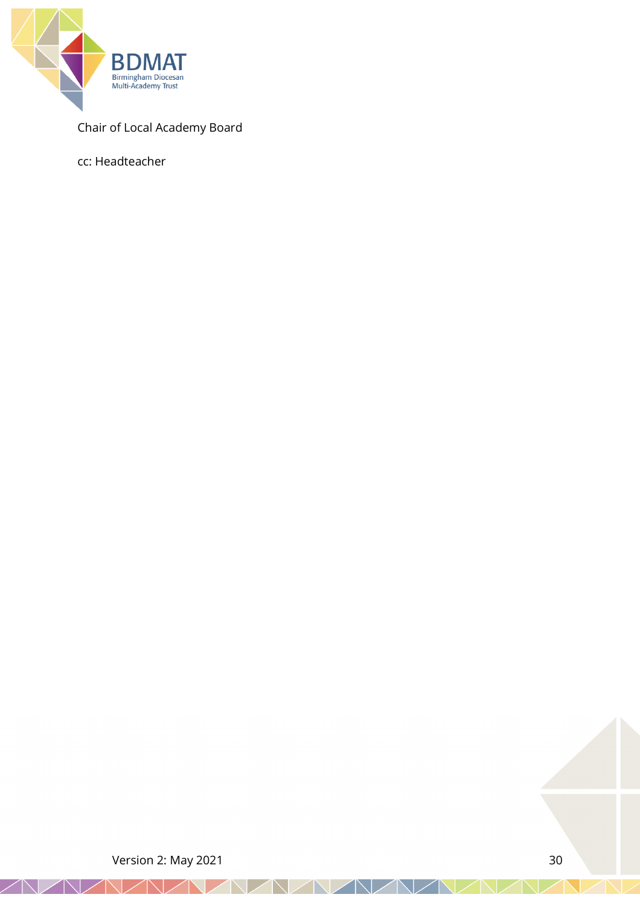Chair of Local Academy Board

cc: Headteacher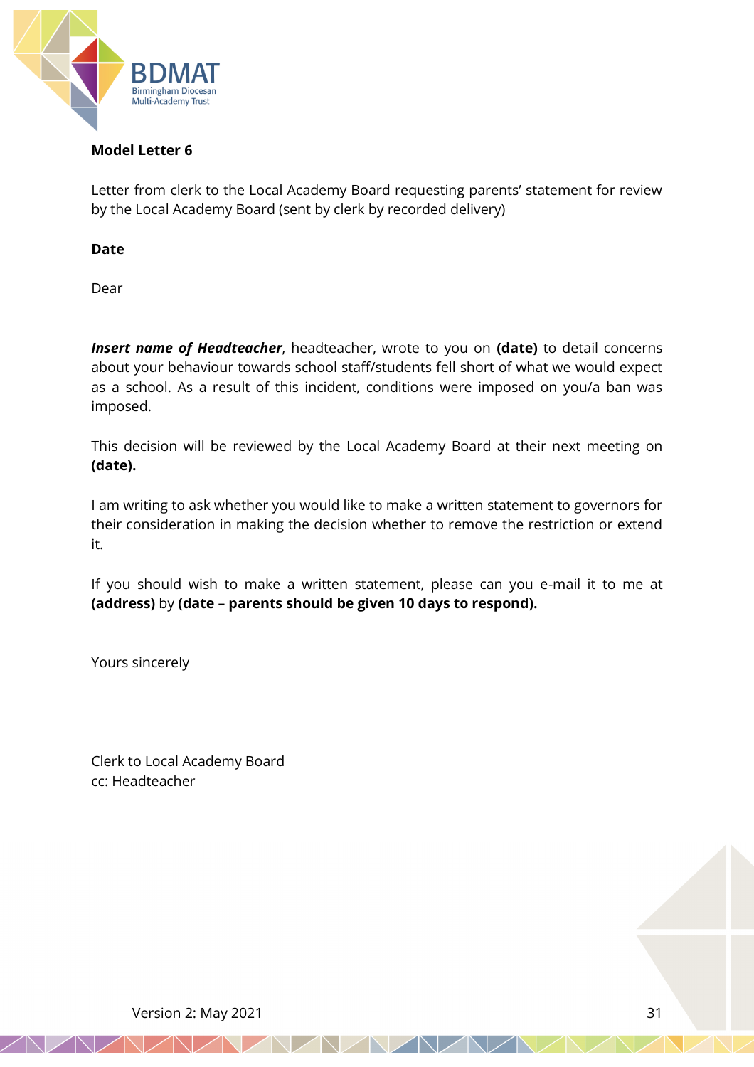**Model Letter 6**

Letter from clerk to the Local Academy Board requesting parents' statement for review by the Local Academy Board (sent by clerk by recorded delivery)

**Date**

Dear

***Insert name of Headteacher***, headteacher, wrote to you on **(date)** to detail concerns about your behaviour towards school staff/students fell short of what we would expect as a school. As a result of this incident, conditions were imposed on you/a ban was imposed.

This decision will be reviewed by the Local Academy Board at their next meeting on **(date).**

I am writing to ask whether you would like to make a written statement to governors for their consideration in making the decision whether to remove the restriction or extend it.

If you should wish to make a written statement, please can you e-mail it to me at **(address)** by **(date – parents should be given 10 days to respond).**

Yours sincerely

Clerk to Local Academy Board
cc: Headteacher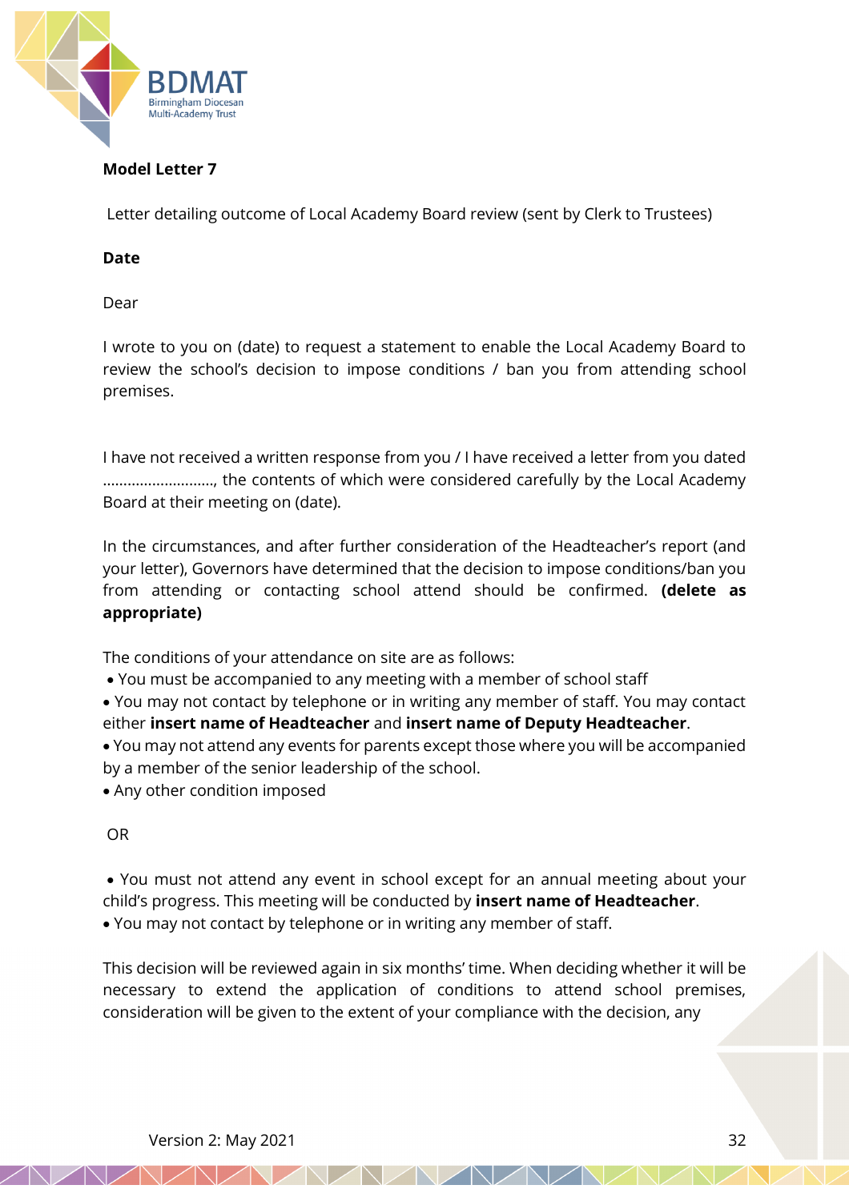**Model Letter 7**

Letter detailing outcome of Local Academy Board review (sent by Clerk to Trustees)

**Date**

Dear

I wrote to you on (date) to request a statement to enable the Local Academy Board to review the school's decision to impose conditions / ban you from attending school premises.

I have not received a written response from you / I have received a letter from you dated ………………………, the contents of which were considered carefully by the Local Academy Board at their meeting on (date).

In the circumstances, and after further consideration of the Headteacher's report (and your letter), Governors have determined that the decision to impose conditions/ban you from attending or contacting school attend should be confirmed. **(delete as appropriate)**

The conditions of your attendance on site are as follows:

- You must be accompanied to any meeting with a member of school staff
- You may not contact by telephone or in writing any member of staff. You may contact either **insert name of Headteacher** and **insert name of Deputy Headteacher**.
- You may not attend any events for parents except those where you will be accompanied by a member of the senior leadership of the school.
- Any other condition imposed

OR

- You must not attend any event in school except for an annual meeting about your child's progress. This meeting will be conducted by **insert name of Headteacher**.
- You may not contact by telephone or in writing any member of staff.

This decision will be reviewed again in six months' time. When deciding whether it will be necessary to extend the application of conditions to attend school premises, consideration will be given to the extent of your compliance with the decision, any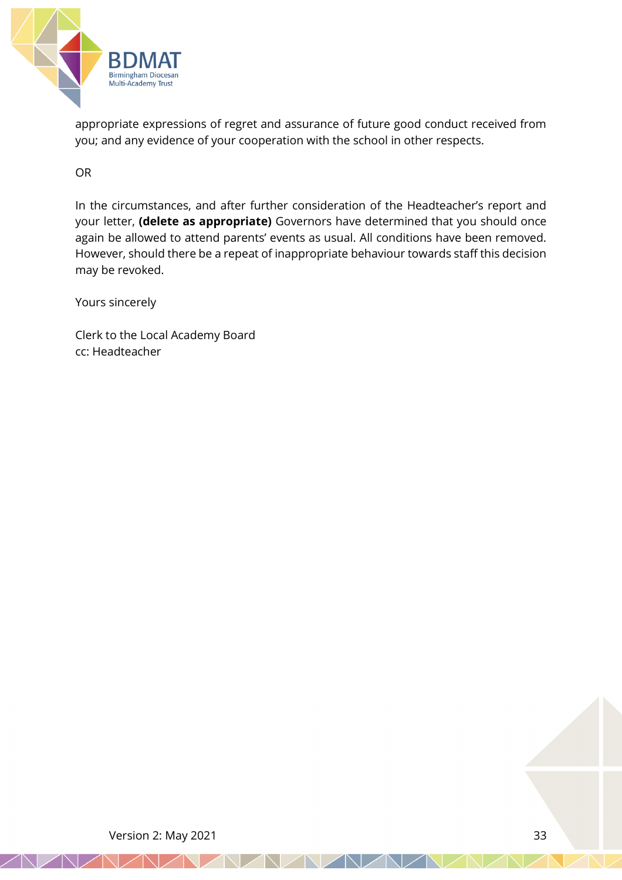appropriate expressions of regret and assurance of future good conduct received from you; and any evidence of your cooperation with the school in other respects.

OR

In the circumstances, and after further consideration of the Headteacher's report and your letter, **(delete as appropriate)** Governors have determined that you should once again be allowed to attend parents' events as usual. All conditions have been removed. However, should there be a repeat of inappropriate behaviour towards staff this decision may be revoked.

Yours sincerely

Clerk to the Local Academy Board
cc: Headteacher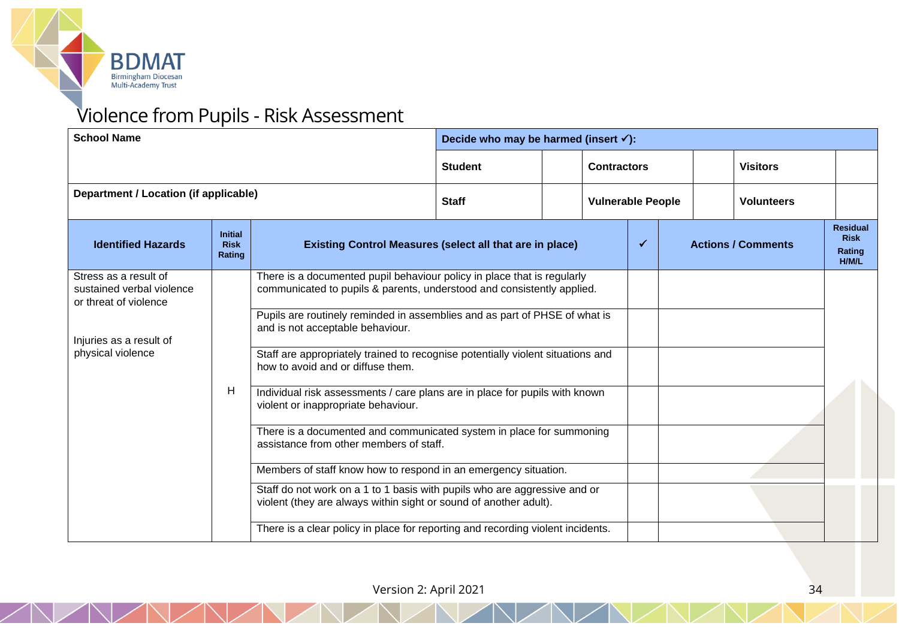# Violence from Pupils - Risk Assessment

| School Name | Decide who may be harmed (insert ✓): | | | | | |
|---|---|---|---|---|---|---|
| | Student | | Contractors | | Visitors | |
| Department / Location (if applicable) | Staff | | Vulnerable People | | Volunteers | |

| Identified Hazards | Initial Risk Rating | Existing Control Measures (select all that are in place) | ✓ | Actions / Comments | Residual Risk Rating H/M/L |
|---|---|---|---|---|---|
| Stress as a result of sustained verbal violence or threat of violence<br><br>Injuries as a result of physical violence | H | There is a documented pupil behaviour policy in place that is regularly communicated to pupils & parents, understood and consistently applied. | | | |
| | | Pupils are routinely reminded in assemblies and as part of PHSE of what is and is not acceptable behaviour. | | | |
| | | Staff are appropriately trained to recognise potentially violent situations and how to avoid and or diffuse them. | | | |
| | | Individual risk assessments / care plans are in place for pupils with known violent or inappropriate behaviour. | | | |
| | | There is a documented and communicated system in place for summoning assistance from other members of staff. | | | |
| | | Members of staff know how to respond in an emergency situation. | | | |
| | | Staff do not work on a 1 to 1 basis with pupils who are aggressive and or violent (they are always within sight or sound of another adult). | | | |
| | | There is a clear policy in place for reporting and recording violent incidents. | | | |

Version 2: April 2021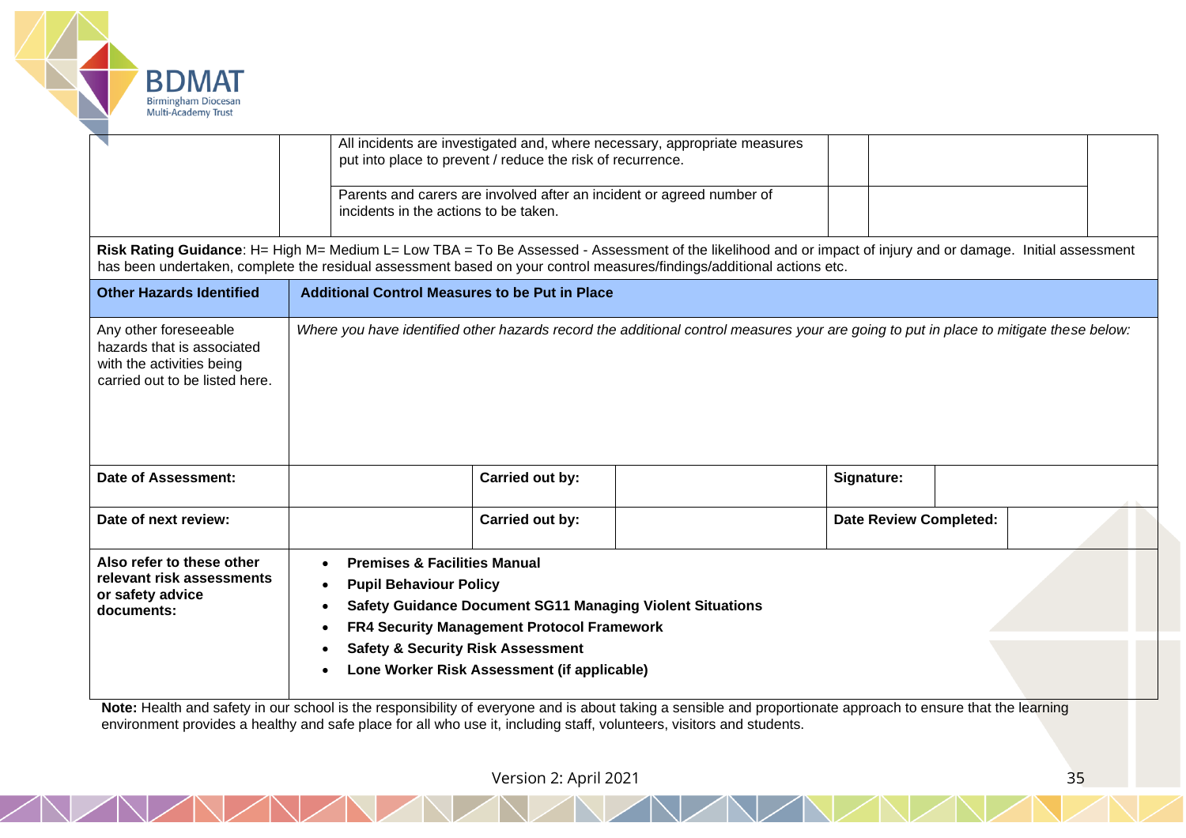| | | | | | |
|---|---|---|---|---|---|
| | | All incidents are investigated and, where necessary, appropriate measures put into place to prevent / reduce the risk of recurrence. | | | |
| | | Parents and carers are involved after an incident or agreed number of incidents in the actions to be taken. | | | |

**Risk Rating Guidance**: H= High M= Medium L= Low TBA = To Be Assessed - Assessment of the likelihood and or impact of injury and or damage. Initial assessment has been undertaken, complete the residual assessment based on your control measures/findings/additional actions etc.

| **Other Hazards Identified** | **Additional Control Measures to be Put in Place** |
|---|---|
| Any other foreseeable hazards that is associated with the activities being carried out to be listed here. | *Where you have identified other hazards record the additional control measures your are going to put in place to mitigate these below:* |

| | | | | | |
|---|---|---|---|---|---|
| **Date of Assessment:** | | **Carried out by:** | | **Signature:** | |
| **Date of next review:** | | **Carried out by:** | | **Date Review Completed:** | |

**Also refer to these other relevant risk assessments or safety advice documents:**

- **Premises & Facilities Manual**
- **Pupil Behaviour Policy**
- **Safety Guidance Document SG11 Managing Violent Situations**
- **FR4 Security Management Protocol Framework**
- **Safety & Security Risk Assessment**
- **Lone Worker Risk Assessment (if applicable)**

**Note:** Health and safety in our school is the responsibility of everyone and is about taking a sensible and proportionate approach to ensure that the learning environment provides a healthy and safe place for all who use it, including staff, volunteers, visitors and students.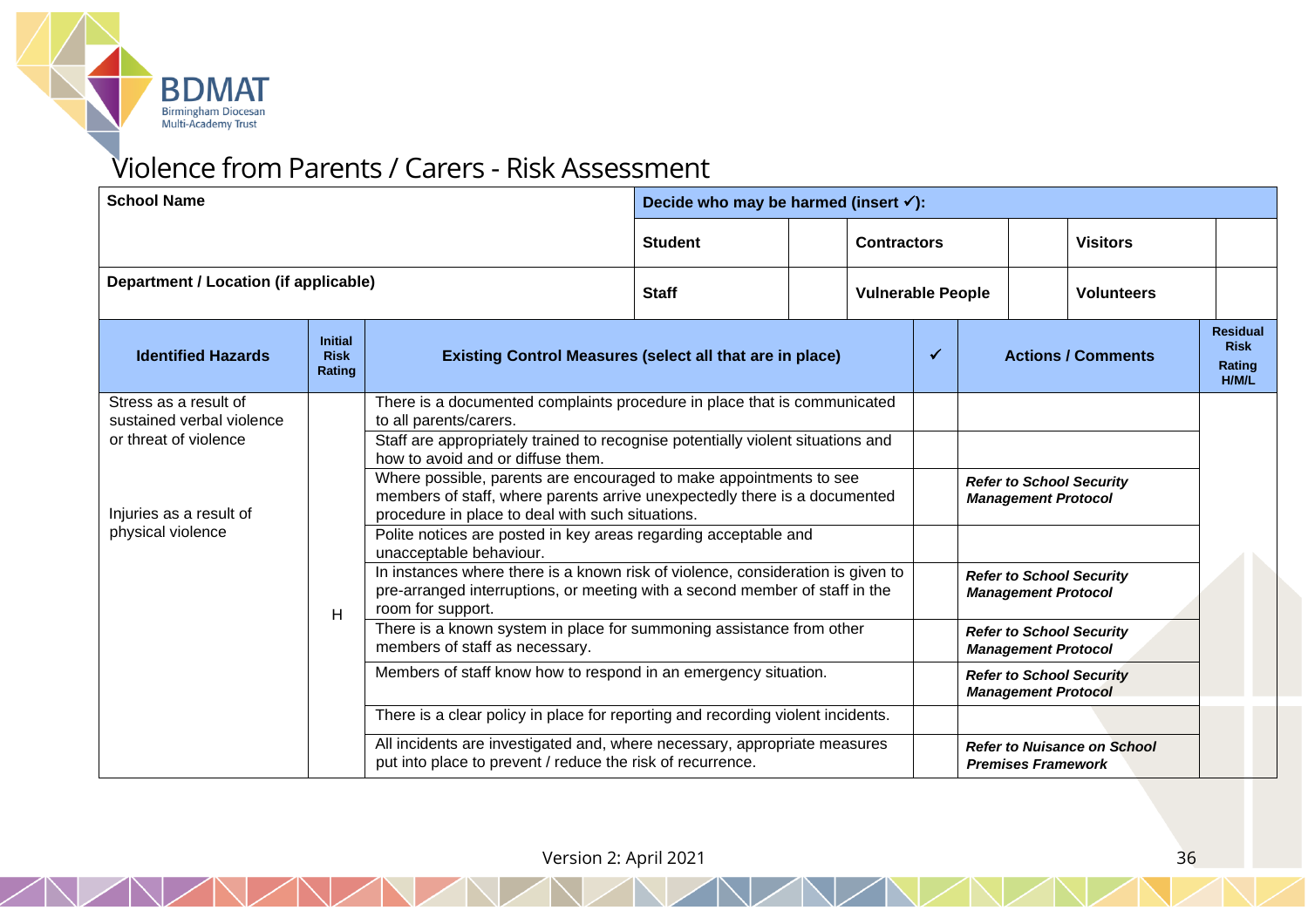# Violence from Parents / Carers - Risk Assessment

| School Name | Decide who may be harmed (insert ✓): | | | | | |
|---|---|---|---|---|---|---|
| | Student | | Contractors | | Visitors | |
| Department / Location (if applicable) | Staff | | Vulnerable People | | Volunteers | |

| Identified Hazards | Initial Risk Rating | Existing Control Measures (select all that are in place) | ✓ | Actions / Comments | Residual Risk Rating H/M/L |
|---|---|---|---|---|---|
| Stress as a result of sustained verbal violence or threat of violence<br><br>Injuries as a result of physical violence | H | There is a documented complaints procedure in place that is communicated to all parents/carers. | | | |
| | | Staff are appropriately trained to recognise potentially violent situations and how to avoid and or diffuse them. | | | |
| | | Where possible, parents are encouraged to make appointments to see members of staff, where parents arrive unexpectedly there is a documented procedure in place to deal with such situations. | | ***Refer to School Security Management Protocol*** | |
| | | Polite notices are posted in key areas regarding acceptable and unacceptable behaviour. | | | |
| | | In instances where there is a known risk of violence, consideration is given to pre-arranged interruptions, or meeting with a second member of staff in the room for support. | | ***Refer to School Security Management Protocol*** | |
| | | There is a known system in place for summoning assistance from other members of staff as necessary. | | ***Refer to School Security Management Protocol*** | |
| | | Members of staff know how to respond in an emergency situation. | | ***Refer to School Security Management Protocol*** | |
| | | There is a clear policy in place for reporting and recording violent incidents. | | | |
| | | All incidents are investigated and, where necessary, appropriate measures put into place to prevent / reduce the risk of recurrence. | | ***Refer to Nuisance on School Premises Framework*** | |

Version 2: April 2021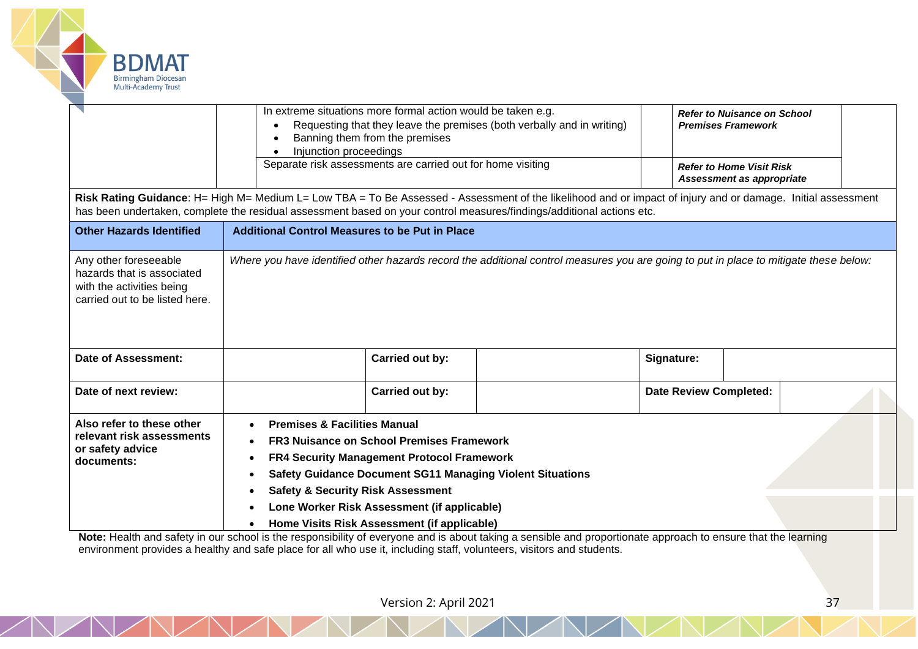| | | | | | |
|---|---|---|---|---|---|
| | | In extreme situations more formal action would be taken e.g.<br>• Requesting that they leave the premises (both verbally and in writing)<br>• Banning them from the premises<br>• Injunction proceedings | | ***Refer to Nuisance on School Premises Framework*** | |
| | | Separate risk assessments are carried out for home visiting | | ***Refer to Home Visit Risk Assessment as appropriate*** | |

**Risk Rating Guidance**: H= High M= Medium L= Low TBA = To Be Assessed - Assessment of the likelihood and or impact of injury and or damage. Initial assessment has been undertaken, complete the residual assessment based on your control measures/findings/additional actions etc.

| **Other Hazards Identified** | **Additional Control Measures to be Put in Place** |
|---|---|
| Any other foreseeable hazards that is associated with the activities being carried out to be listed here. | *Where you have identified other hazards record the additional control measures you are going to put in place to mitigate these below:* |

| | | | | | |
|---|---|---|---|---|---|
| **Date of Assessment:** | | **Carried out by:** | | **Signature:** | |
| **Date of next review:** | | **Carried out by:** | | **Date Review Completed:** | |

**Also refer to these other relevant risk assessments or safety advice documents:**

- **Premises & Facilities Manual**
- **FR3 Nuisance on School Premises Framework**
- **FR4 Security Management Protocol Framework**
- **Safety Guidance Document SG11 Managing Violent Situations**
- **Safety & Security Risk Assessment**
- **Lone Worker Risk Assessment (if applicable)**
- **Home Visits Risk Assessment (if applicable)**

**Note:** Health and safety in our school is the responsibility of everyone and is about taking a sensible and proportionate approach to ensure that the learning environment provides a healthy and safe place for all who use it, including staff, volunteers, visitors and students.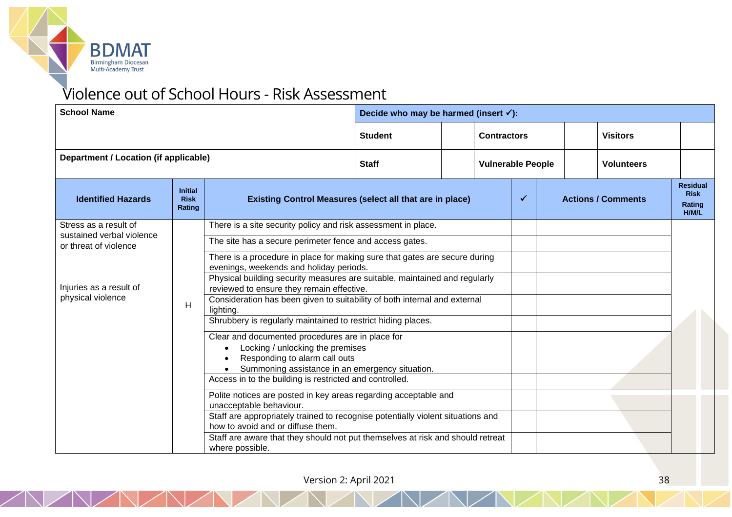# Violence out of School Hours - Risk Assessment

| School Name | Decide who may be harmed (insert ✓): | | | | | |
|---|---|---|---|---|---|---|
| | Student | | Contractors | | Visitors | |
| Department / Location (if applicable) | Staff | | Vulnerable People | | Volunteers | |

| Identified Hazards | Initial Risk Rating | Existing Control Measures (select all that are in place) | ✓ | Actions / Comments | Residual Risk Rating H/M/L |
|---|---|---|---|---|---|
| Stress as a result of sustained verbal violence or threat of violence<br><br>Injuries as a result of physical violence | H | There is a site security policy and risk assessment in place. | | | |
| | | The site has a secure perimeter fence and access gates. | | | |
| | | There is a procedure in place for making sure that gates are secure during evenings, weekends and holiday periods. | | | |
| | | Physical building security measures are suitable, maintained and regularly reviewed to ensure they remain effective. | | | |
| | | Consideration has been given to suitability of both internal and external lighting. | | | |
| | | Shrubbery is regularly maintained to restrict hiding places. | | | |
| | | Clear and documented procedures are in place for<br>• Locking / unlocking the premises<br>• Responding to alarm call outs<br>• Summoning assistance in an emergency situation. | | | |
| | | Access in to the building is restricted and controlled. | | | |
| | | Polite notices are posted in key areas regarding acceptable and unacceptable behaviour. | | | |
| | | Staff are appropriately trained to recognise potentially violent situations and how to avoid and or diffuse them. | | | |
| | | Staff are aware that they should not put themselves at risk and should retreat where possible. | | | |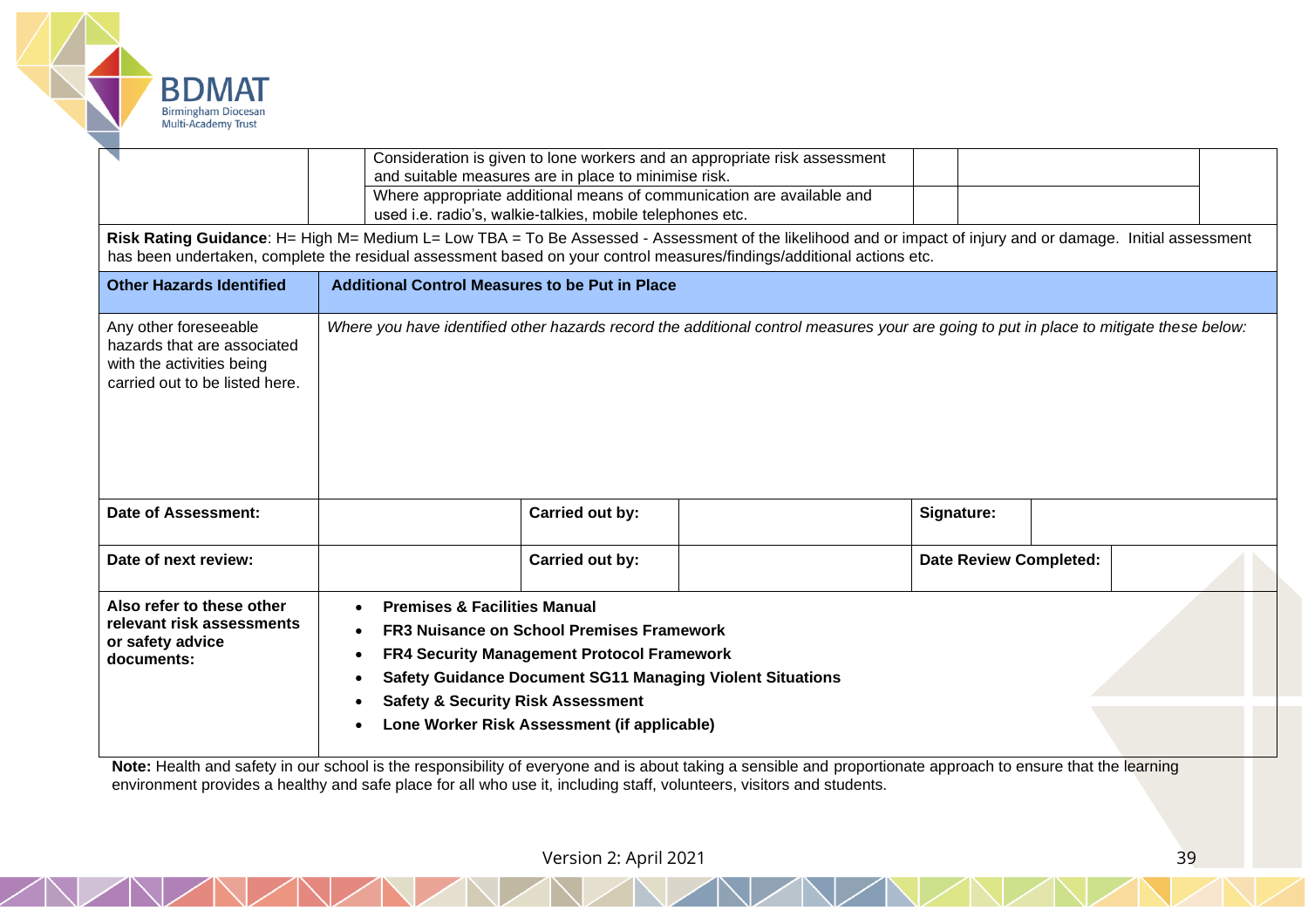| | | | | | |
|---|---|---|---|---|---|
| | | Consideration is given to lone workers and an appropriate risk assessment and suitable measures are in place to minimise risk. | | | |
| | | Where appropriate additional means of communication are available and used i.e. radio's, walkie-talkies, mobile telephones etc. | | | |

**Risk Rating Guidance**: H= High M= Medium L= Low TBA = To Be Assessed - Assessment of the likelihood and or impact of injury and or damage. Initial assessment has been undertaken, complete the residual assessment based on your control measures/findings/additional actions etc.

| Other Hazards Identified | Additional Control Measures to be Put in Place |
|---|---|
| Any other foreseeable hazards that are associated with the activities being carried out to be listed here. | *Where you have identified other hazards record the additional control measures your are going to put in place to mitigate these below:* |

| | | | | | |
|---|---|---|---|---|---|
| **Date of Assessment:** | | **Carried out by:** | | **Signature:** | |
| **Date of next review:** | | **Carried out by:** | | **Date Review Completed:** | |

| | |
|---|---|
| **Also refer to these other relevant risk assessments or safety advice documents:** | • **Premises & Facilities Manual**<br>• **FR3 Nuisance on School Premises Framework**<br>• **FR4 Security Management Protocol Framework**<br>• **Safety Guidance Document SG11 Managing Violent Situations**<br>• **Safety & Security Risk Assessment**<br>• **Lone Worker Risk Assessment (if applicable)** |

**Note:** Health and safety in our school is the responsibility of everyone and is about taking a sensible and proportionate approach to ensure that the learning environment provides a healthy and safe place for all who use it, including staff, volunteers, visitors and students.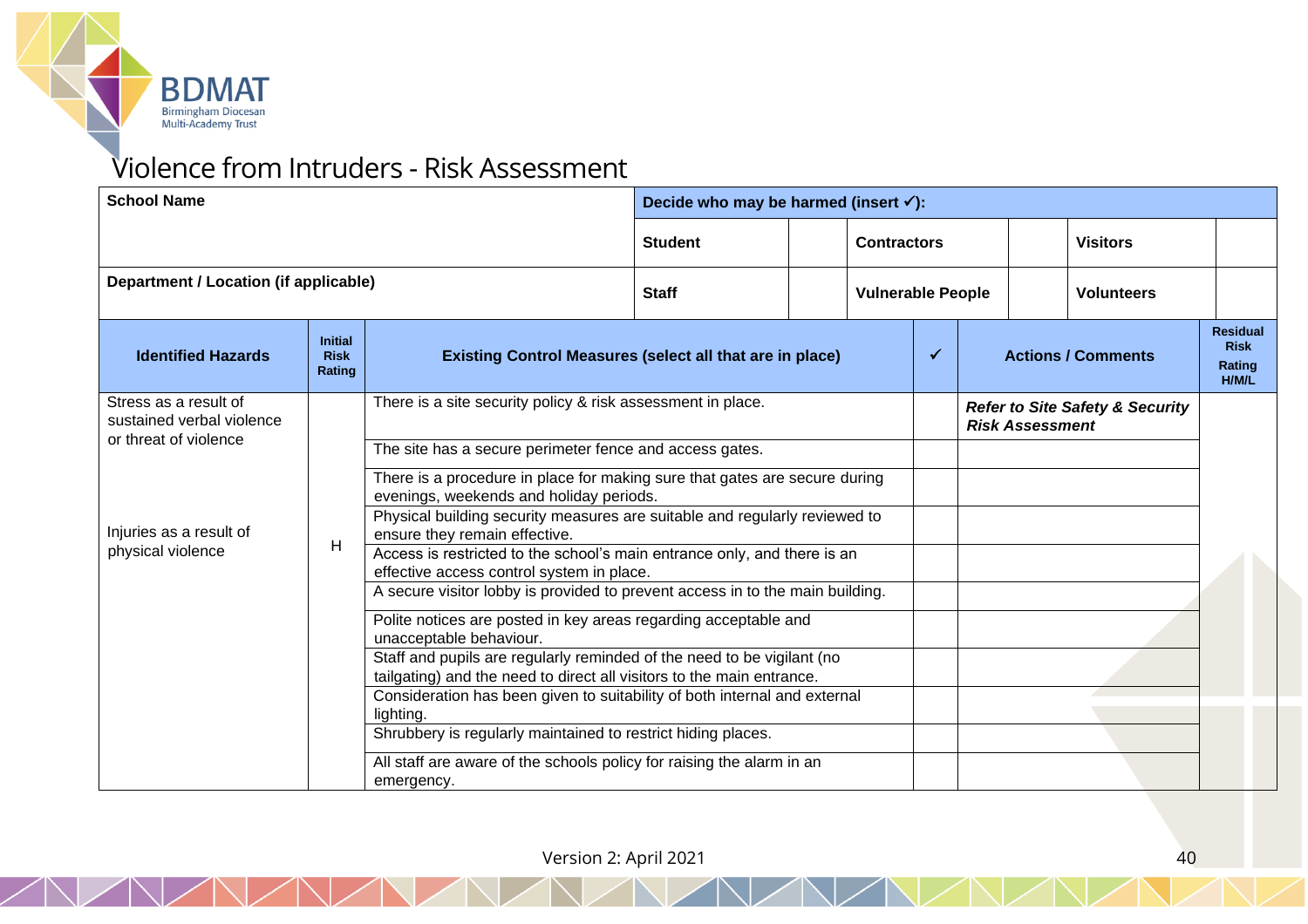# Violence from Intruders - Risk Assessment

| School Name | Decide who may be harmed (insert ✓): | | | | | |
|---|---|---|---|---|---|---|
| | Student | | Contractors | | Visitors | |
| Department / Location (if applicable) | Staff | | Vulnerable People | | Volunteers | |

| Identified Hazards | Initial Risk Rating | Existing Control Measures (select all that are in place) | ✓ | Actions / Comments | Residual Risk Rating H/M/L |
|---|---|---|---|---|---|
| Stress as a result of sustained verbal violence or threat of violence<br><br>Injuries as a result of physical violence | H | There is a site security policy & risk assessment in place. | | ***Refer to Site Safety & Security Risk Assessment*** | |
| | | The site has a secure perimeter fence and access gates. | | | |
| | | There is a procedure in place for making sure that gates are secure during evenings, weekends and holiday periods. | | | |
| | | Physical building security measures are suitable and regularly reviewed to ensure they remain effective. | | | |
| | | Access is restricted to the school's main entrance only, and there is an effective access control system in place. | | | |
| | | A secure visitor lobby is provided to prevent access in to the main building. | | | |
| | | Polite notices are posted in key areas regarding acceptable and unacceptable behaviour. | | | |
| | | Staff and pupils are regularly reminded of the need to be vigilant (no tailgating) and the need to direct all visitors to the main entrance. | | | |
| | | Consideration has been given to suitability of both internal and external lighting. | | | |
| | | Shrubbery is regularly maintained to restrict hiding places. | | | |
| | | All staff are aware of the schools policy for raising the alarm in an emergency. | | | |

Version 2: April 2021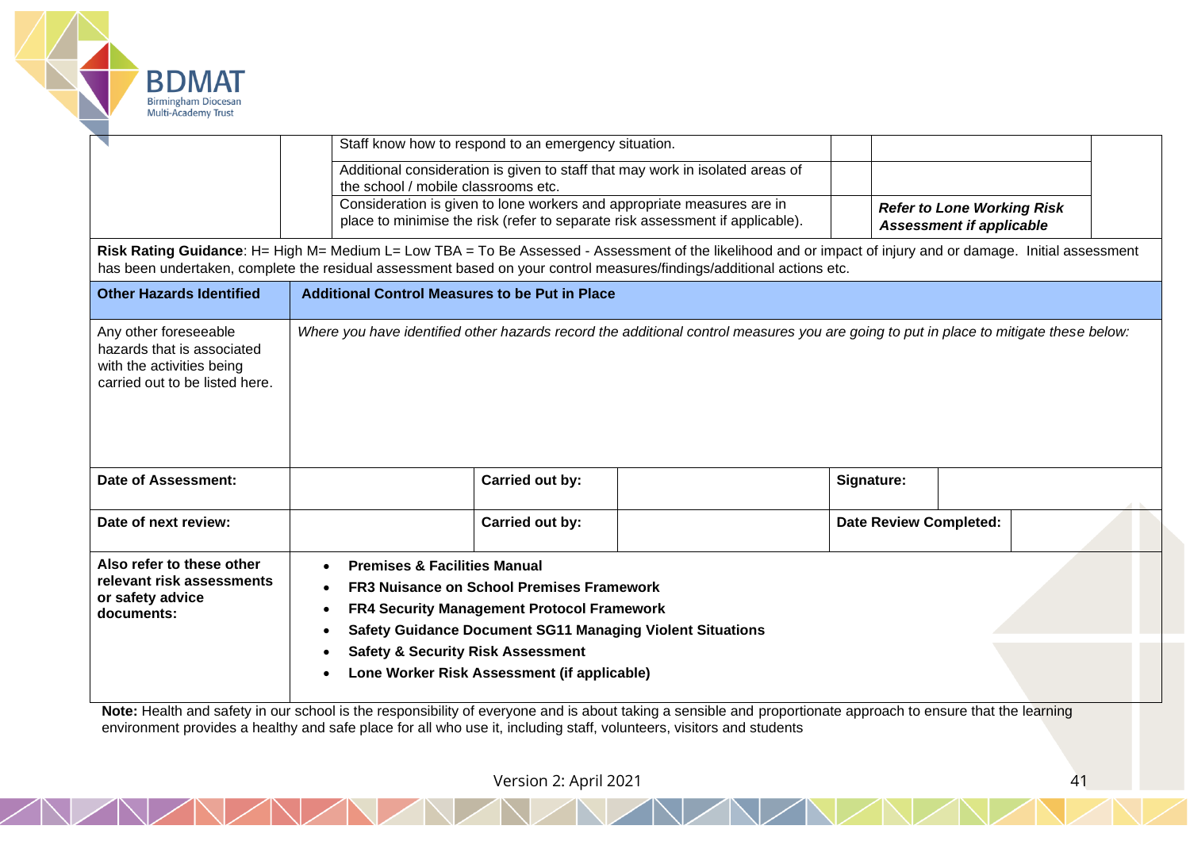| | | | | | |
|---|---|---|---|---|---|
| | | Staff know how to respond to an emergency situation. | | | |
| | | Additional consideration is given to staff that may work in isolated areas of the school / mobile classrooms etc. | | | |
| | | Consideration is given to lone workers and appropriate measures are in place to minimise the risk (refer to separate risk assessment if applicable). | | ***Refer to Lone Working Risk Assessment if applicable*** | |

**Risk Rating Guidance**: H= High M= Medium L= Low TBA = To Be Assessed - Assessment of the likelihood and or impact of injury and or damage. Initial assessment has been undertaken, complete the residual assessment based on your control measures/findings/additional actions etc.

| **Other Hazards Identified** | **Additional Control Measures to be Put in Place** |
|---|---|
| Any other foreseeable hazards that is associated with the activities being carried out to be listed here. | *Where you have identified other hazards record the additional control measures you are going to put in place to mitigate these below:* |

| | | | | | |
|---|---|---|---|---|---|
| **Date of Assessment:** | | **Carried out by:** | | **Signature:** | |
| **Date of next review:** | | **Carried out by:** | | **Date Review Completed:** | |

**Also refer to these other relevant risk assessments or safety advice documents:**

- **Premises & Facilities Manual**
- **FR3 Nuisance on School Premises Framework**
- **FR4 Security Management Protocol Framework**
- **Safety Guidance Document SG11 Managing Violent Situations**
- **Safety & Security Risk Assessment**
- **Lone Worker Risk Assessment (if applicable)**

**Note:** Health and safety in our school is the responsibility of everyone and is about taking a sensible and proportionate approach to ensure that the learning environment provides a healthy and safe place for all who use it, including staff, volunteers, visitors and students